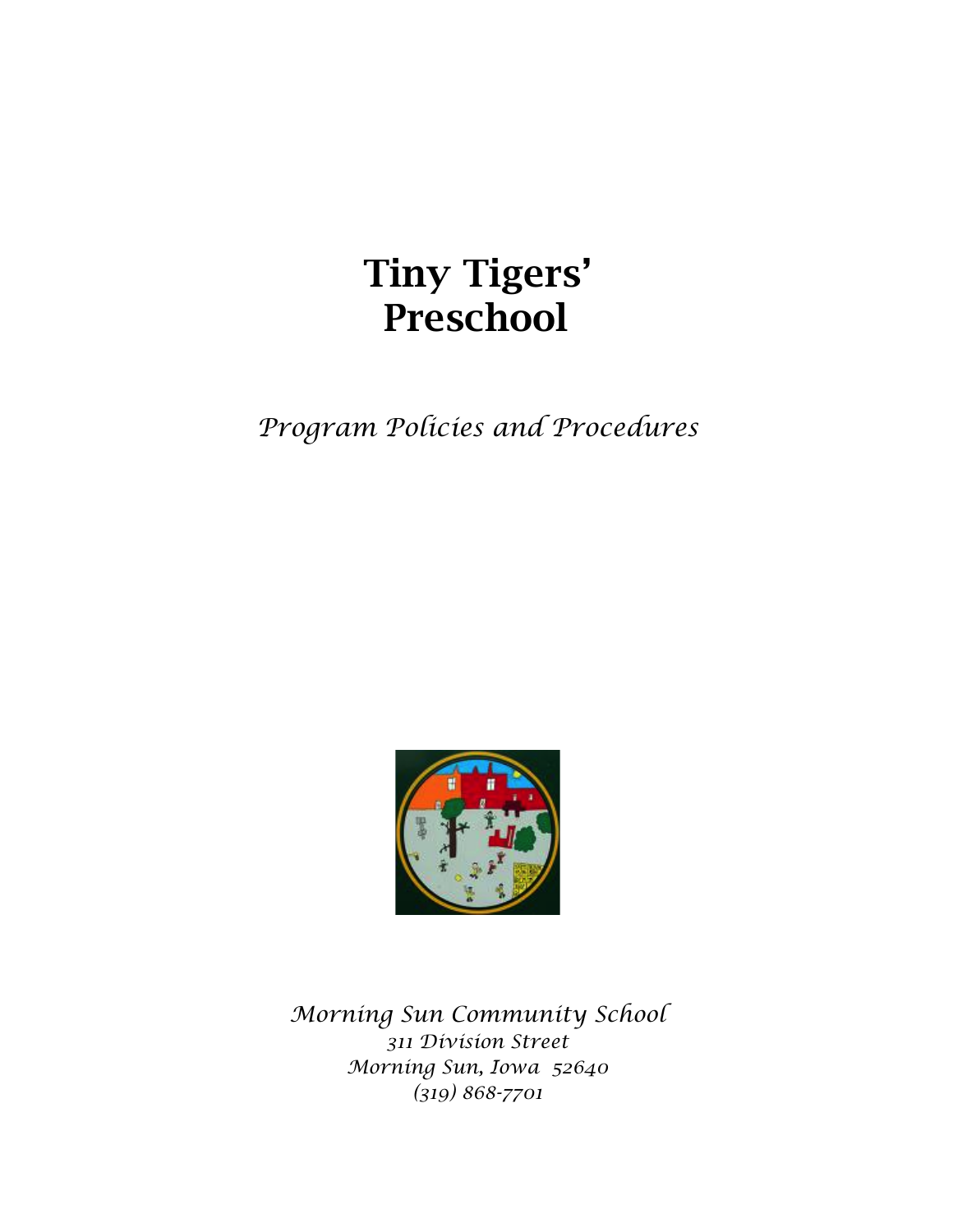# Tiny Tigers' Preschool

*Program Policies and Procedures*

*Morning Sun Community School*
*311 Division Street*
*Morning Sun, Iowa 52640*
*(319) 868-7701*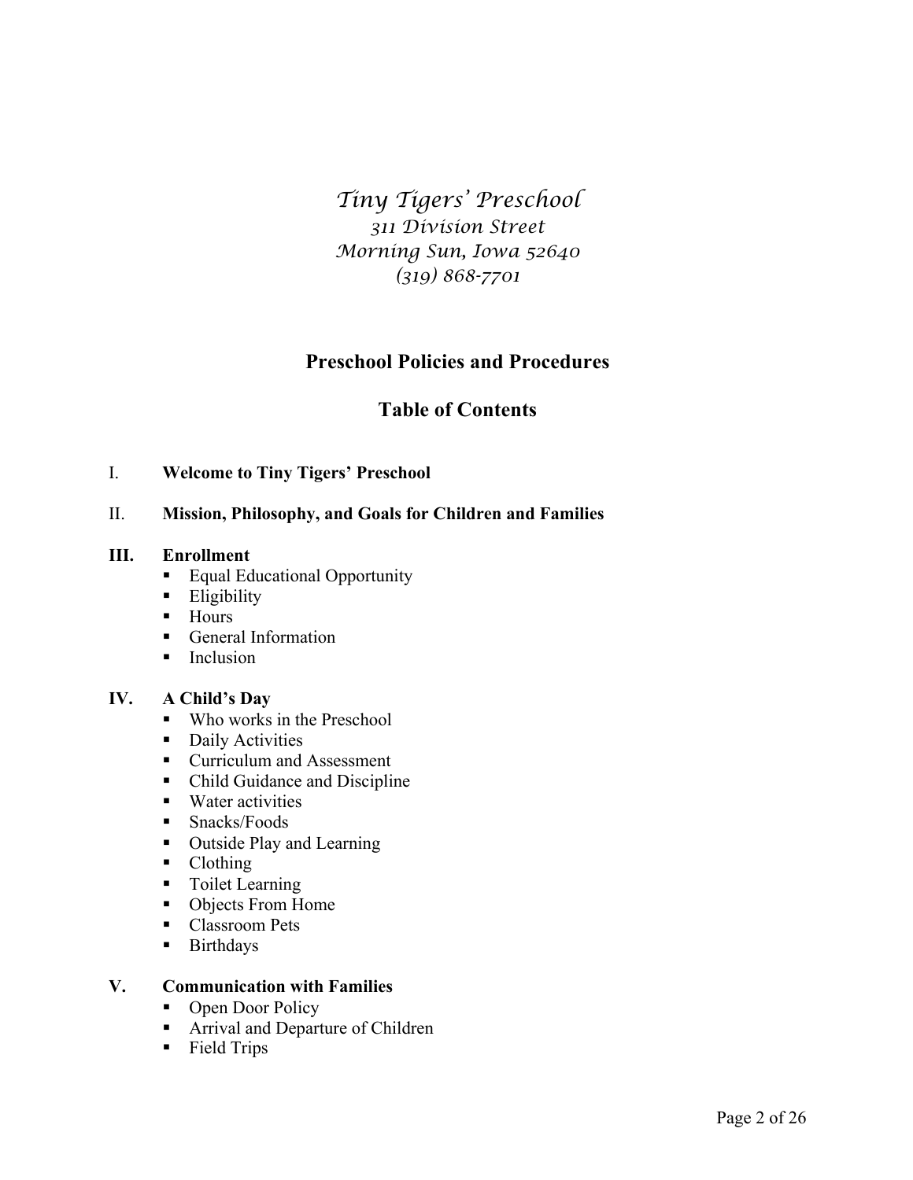*Tiny Tigers' Preschool*
*311 Division Street*
*Morning Sun, Iowa 52640*
*(319) 868-7701*

## Preschool Policies and Procedures

## Table of Contents

I. **Welcome to Tiny Tigers' Preschool**

II. **Mission, Philosophy, and Goals for Children and Families**

**III. Enrollment**

- Equal Educational Opportunity
- Eligibility
- Hours
- General Information
- Inclusion

**IV. A Child's Day**

- Who works in the Preschool
- Daily Activities
- Curriculum and Assessment
- Child Guidance and Discipline
- Water activities
- Snacks/Foods
- Outside Play and Learning
- Clothing
- Toilet Learning
- Objects From Home
- Classroom Pets
- Birthdays

**V. Communication with Families**

- Open Door Policy
- Arrival and Departure of Children
- Field Trips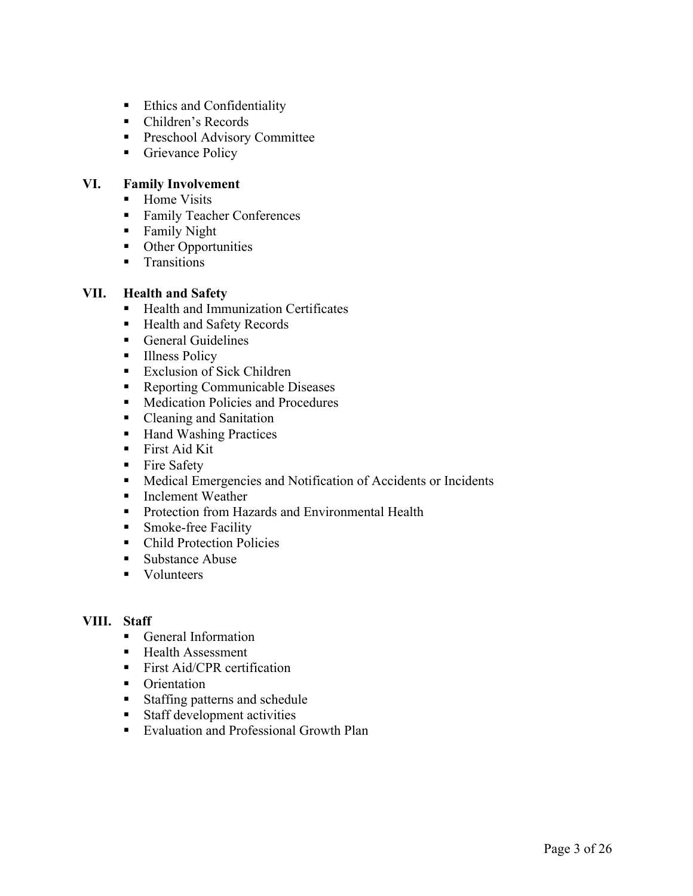- Ethics and Confidentiality
- Children's Records
- Preschool Advisory Committee
- Grievance Policy

## VI. Family Involvement

- Home Visits
- Family Teacher Conferences
- Family Night
- Other Opportunities
- Transitions

## VII. Health and Safety

- Health and Immunization Certificates
- Health and Safety Records
- General Guidelines
- Illness Policy
- Exclusion of Sick Children
- Reporting Communicable Diseases
- Medication Policies and Procedures
- Cleaning and Sanitation
- Hand Washing Practices
- First Aid Kit
- Fire Safety
- Medical Emergencies and Notification of Accidents or Incidents
- Inclement Weather
- Protection from Hazards and Environmental Health
- Smoke-free Facility
- Child Protection Policies
- Substance Abuse
- Volunteers

## VIII. Staff

- General Information
- Health Assessment
- First Aid/CPR certification
- Orientation
- Staffing patterns and schedule
- Staff development activities
- Evaluation and Professional Growth Plan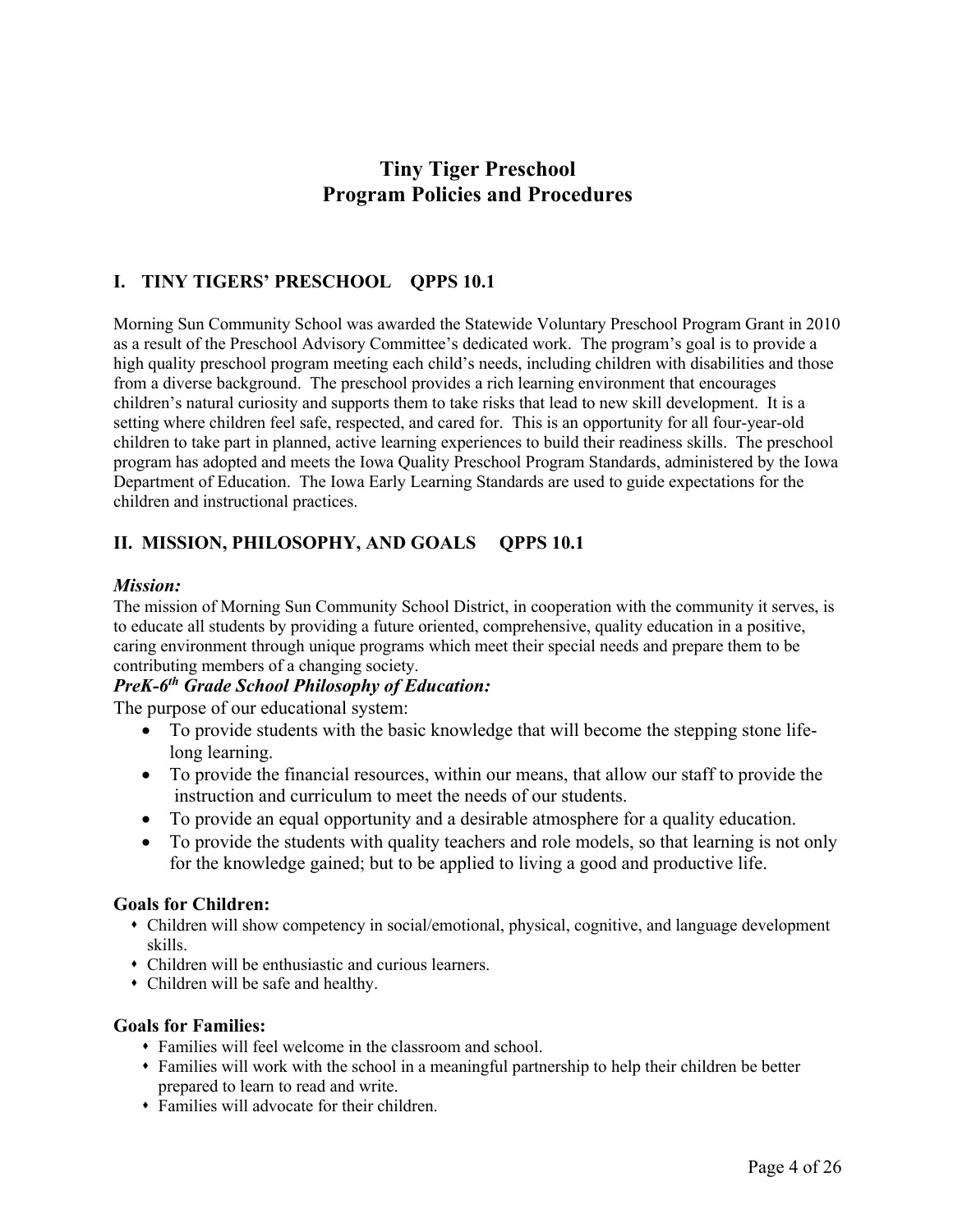# Tiny Tiger Preschool
# Program Policies and Procedures

## I. TINY TIGERS' PRESCHOOL QPPS 10.1

Morning Sun Community School was awarded the Statewide Voluntary Preschool Program Grant in 2010 as a result of the Preschool Advisory Committee's dedicated work. The program's goal is to provide a high quality preschool program meeting each child's needs, including children with disabilities and those from a diverse background. The preschool provides a rich learning environment that encourages children's natural curiosity and supports them to take risks that lead to new skill development. It is a setting where children feel safe, respected, and cared for. This is an opportunity for all four-year-old children to take part in planned, active learning experiences to build their readiness skills. The preschool program has adopted and meets the Iowa Quality Preschool Program Standards, administered by the Iowa Department of Education. The Iowa Early Learning Standards are used to guide expectations for the children and instructional practices.

## II. MISSION, PHILOSOPHY, AND GOALS QPPS 10.1

### *Mission:*

The mission of Morning Sun Community School District, in cooperation with the community it serves, is to educate all students by providing a future oriented, comprehensive, quality education in a positive, caring environment through unique programs which meet their special needs and prepare them to be contributing members of a changing society.

### *PreK-6th Grade School Philosophy of Education:*

The purpose of our educational system:

- To provide students with the basic knowledge that will become the stepping stone life-long learning.
- To provide the financial resources, within our means, that allow our staff to provide the instruction and curriculum to meet the needs of our students.
- To provide an equal opportunity and a desirable atmosphere for a quality education.
- To provide the students with quality teachers and role models, so that learning is not only for the knowledge gained; but to be applied to living a good and productive life.

**Goals for Children:**

- Children will show competency in social/emotional, physical, cognitive, and language development skills.
- Children will be enthusiastic and curious learners.
- Children will be safe and healthy.

**Goals for Families:**

- Families will feel welcome in the classroom and school.
- Families will work with the school in a meaningful partnership to help their children be better prepared to learn to read and write.
- Families will advocate for their children.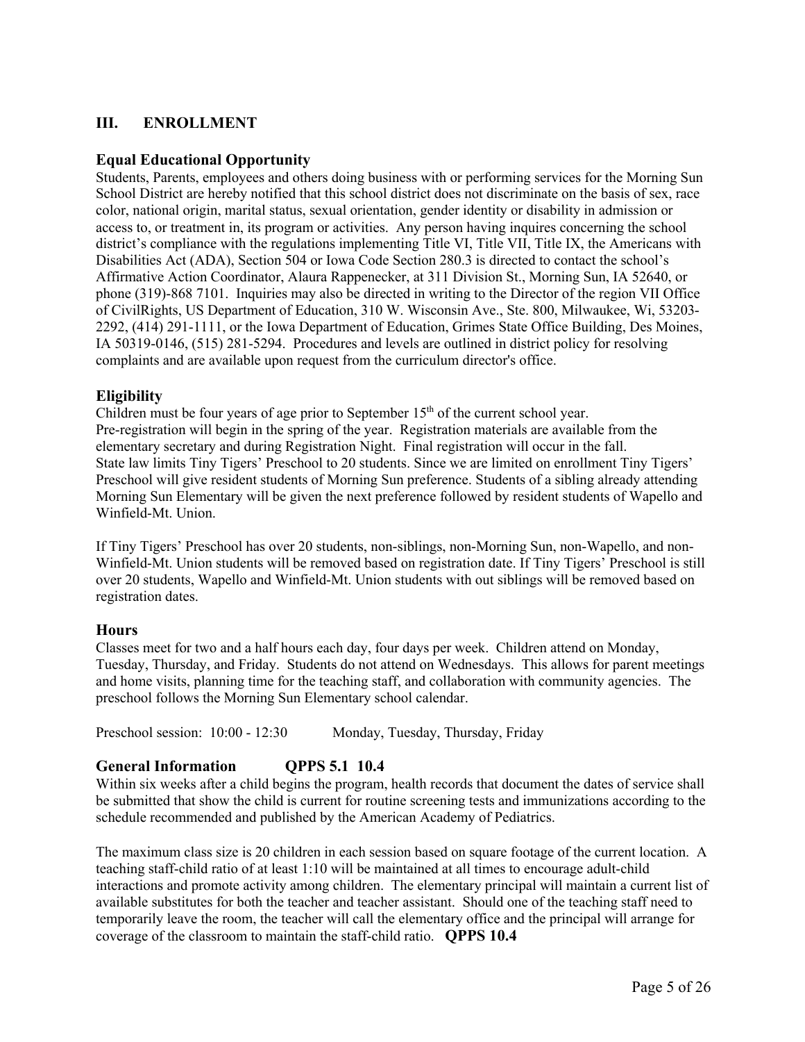## III. ENROLLMENT

### Equal Educational Opportunity

Students, Parents, employees and others doing business with or performing services for the Morning Sun School District are hereby notified that this school district does not discriminate on the basis of sex, race color, national origin, marital status, sexual orientation, gender identity or disability in admission or access to, or treatment in, its program or activities. Any person having inquires concerning the school district's compliance with the regulations implementing Title VI, Title VII, Title IX, the Americans with Disabilities Act (ADA), Section 504 or Iowa Code Section 280.3 is directed to contact the school's Affirmative Action Coordinator, Alaura Rappenecker, at 311 Division St., Morning Sun, IA 52640, or phone (319)-868 7101. Inquiries may also be directed in writing to the Director of the region VII Office of CivilRights, US Department of Education, 310 W. Wisconsin Ave., Ste. 800, Milwaukee, Wi, 53203-2292, (414) 291-1111, or the Iowa Department of Education, Grimes State Office Building, Des Moines, IA 50319-0146, (515) 281-5294. Procedures and levels are outlined in district policy for resolving complaints and are available upon request from the curriculum director's office.

### Eligibility

Children must be four years of age prior to September 15th of the current school year.
Pre-registration will begin in the spring of the year. Registration materials are available from the elementary secretary and during Registration Night. Final registration will occur in the fall.
State law limits Tiny Tigers' Preschool to 20 students. Since we are limited on enrollment Tiny Tigers' Preschool will give resident students of Morning Sun preference. Students of a sibling already attending Morning Sun Elementary will be given the next preference followed by resident students of Wapello and Winfield-Mt. Union.

If Tiny Tigers' Preschool has over 20 students, non-siblings, non-Morning Sun, non-Wapello, and non-Winfield-Mt. Union students will be removed based on registration date. If Tiny Tigers' Preschool is still over 20 students, Wapello and Winfield-Mt. Union students with out siblings will be removed based on registration dates.

### Hours

Classes meet for two and a half hours each day, four days per week. Children attend on Monday, Tuesday, Thursday, and Friday. Students do not attend on Wednesdays. This allows for parent meetings and home visits, planning time for the teaching staff, and collaboration with community agencies. The preschool follows the Morning Sun Elementary school calendar.

Preschool session: 10:00 - 12:30 Monday, Tuesday, Thursday, Friday

### General Information QPPS 5.1 10.4

Within six weeks after a child begins the program, health records that document the dates of service shall be submitted that show the child is current for routine screening tests and immunizations according to the schedule recommended and published by the American Academy of Pediatrics.

The maximum class size is 20 children in each session based on square footage of the current location. A teaching staff-child ratio of at least 1:10 will be maintained at all times to encourage adult-child interactions and promote activity among children. The elementary principal will maintain a current list of available substitutes for both the teacher and teacher assistant. Should one of the teaching staff need to temporarily leave the room, the teacher will call the elementary office and the principal will arrange for coverage of the classroom to maintain the staff-child ratio. **QPPS 10.4**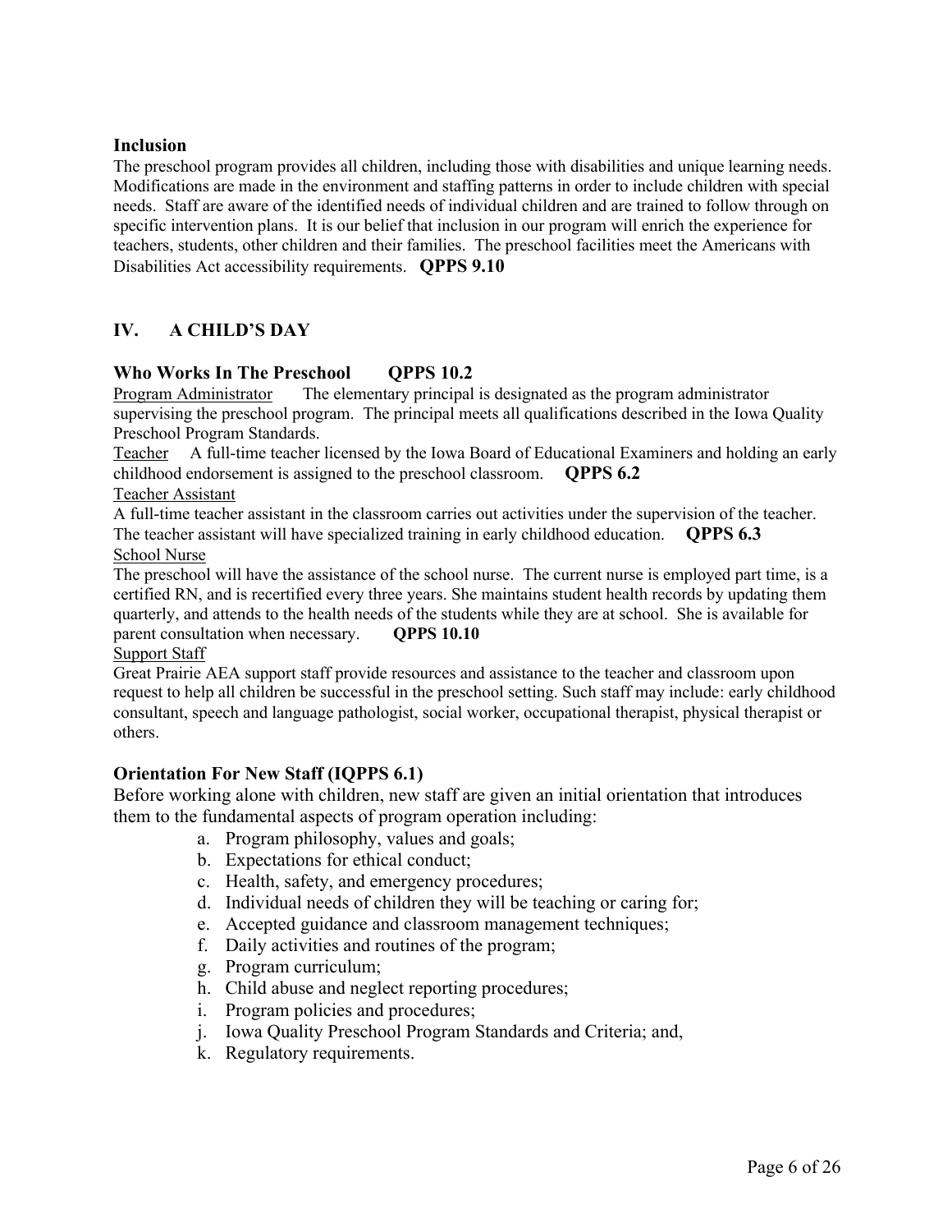### Inclusion

The preschool program provides all children, including those with disabilities and unique learning needs. Modifications are made in the environment and staffing patterns in order to include children with special needs. Staff are aware of the identified needs of individual children and are trained to follow through on specific intervention plans. It is our belief that inclusion in our program will enrich the experience for teachers, students, other children and their families. The preschool facilities meet the Americans with Disabilities Act accessibility requirements. **QPPS 9.10**

## IV. A CHILD'S DAY

### Who Works In The Preschool QPPS 10.2

Program Administrator The elementary principal is designated as the program administrator supervising the preschool program. The principal meets all qualifications described in the Iowa Quality Preschool Program Standards.

Teacher A full-time teacher licensed by the Iowa Board of Educational Examiners and holding an early childhood endorsement is assigned to the preschool classroom. **QPPS 6.2**

Teacher Assistant

A full-time teacher assistant in the classroom carries out activities under the supervision of the teacher. The teacher assistant will have specialized training in early childhood education. **QPPS 6.3**

School Nurse

The preschool will have the assistance of the school nurse. The current nurse is employed part time, is a certified RN, and is recertified every three years. She maintains student health records by updating them quarterly, and attends to the health needs of the students while they are at school. She is available for parent consultation when necessary. **QPPS 10.10**

Support Staff

Great Prairie AEA support staff provide resources and assistance to the teacher and classroom upon request to help all children be successful in the preschool setting. Such staff may include: early childhood consultant, speech and language pathologist, social worker, occupational therapist, physical therapist or others.

### Orientation For New Staff (IQPPS 6.1)

Before working alone with children, new staff are given an initial orientation that introduces them to the fundamental aspects of program operation including:

a. Program philosophy, values and goals;
b. Expectations for ethical conduct;
c. Health, safety, and emergency procedures;
d. Individual needs of children they will be teaching or caring for;
e. Accepted guidance and classroom management techniques;
f. Daily activities and routines of the program;
g. Program curriculum;
h. Child abuse and neglect reporting procedures;
i. Program policies and procedures;
j. Iowa Quality Preschool Program Standards and Criteria; and,
k. Regulatory requirements.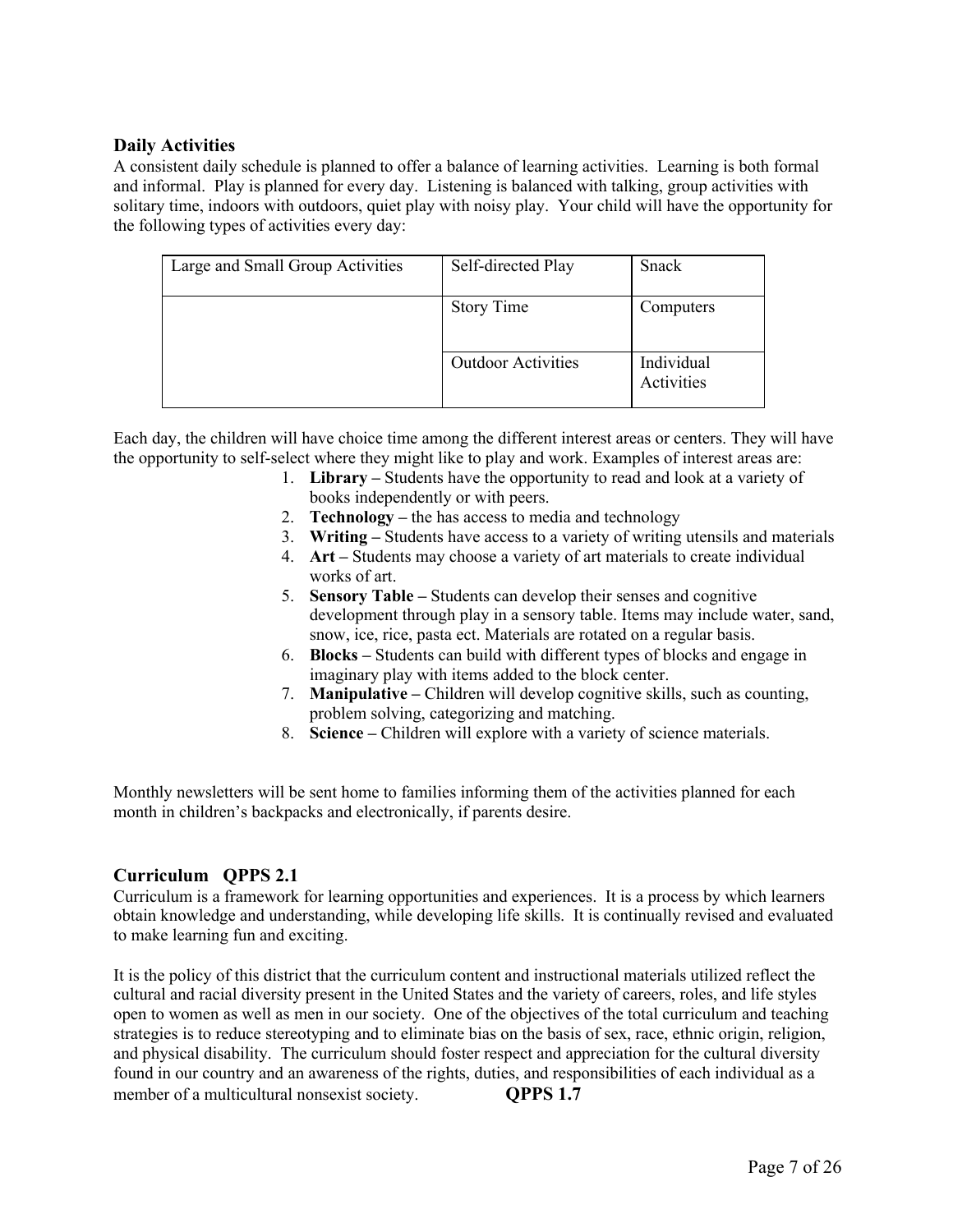## Daily Activities

A consistent daily schedule is planned to offer a balance of learning activities. Learning is both formal and informal. Play is planned for every day. Listening is balanced with talking, group activities with solitary time, indoors with outdoors, quiet play with noisy play. Your child will have the opportunity for the following types of activities every day:

| Large and Small Group Activities | Self-directed Play | Snack |
|---|---|---|
| | Story Time | Computers |
| | Outdoor Activities | Individual Activities |

Each day, the children will have choice time among the different interest areas or centers. They will have the opportunity to self-select where they might like to play and work. Examples of interest areas are:

1. **Library –** Students have the opportunity to read and look at a variety of books independently or with peers.
2. **Technology –** the has access to media and technology
3. **Writing –** Students have access to a variety of writing utensils and materials
4. **Art –** Students may choose a variety of art materials to create individual works of art.
5. **Sensory Table –** Students can develop their senses and cognitive development through play in a sensory table. Items may include water, sand, snow, ice, rice, pasta ect. Materials are rotated on a regular basis.
6. **Blocks –** Students can build with different types of blocks and engage in imaginary play with items added to the block center.
7. **Manipulative –** Children will develop cognitive skills, such as counting, problem solving, categorizing and matching.
8. **Science –** Children will explore with a variety of science materials.

Monthly newsletters will be sent home to families informing them of the activities planned for each month in children's backpacks and electronically, if parents desire.

## Curriculum QPPS 2.1

Curriculum is a framework for learning opportunities and experiences. It is a process by which learners obtain knowledge and understanding, while developing life skills. It is continually revised and evaluated to make learning fun and exciting.

It is the policy of this district that the curriculum content and instructional materials utilized reflect the cultural and racial diversity present in the United States and the variety of careers, roles, and life styles open to women as well as men in our society. One of the objectives of the total curriculum and teaching strategies is to reduce stereotyping and to eliminate bias on the basis of sex, race, ethnic origin, religion, and physical disability. The curriculum should foster respect and appreciation for the cultural diversity found in our country and an awareness of the rights, duties, and responsibilities of each individual as a member of a multicultural nonsexist society. **QPPS 1.7**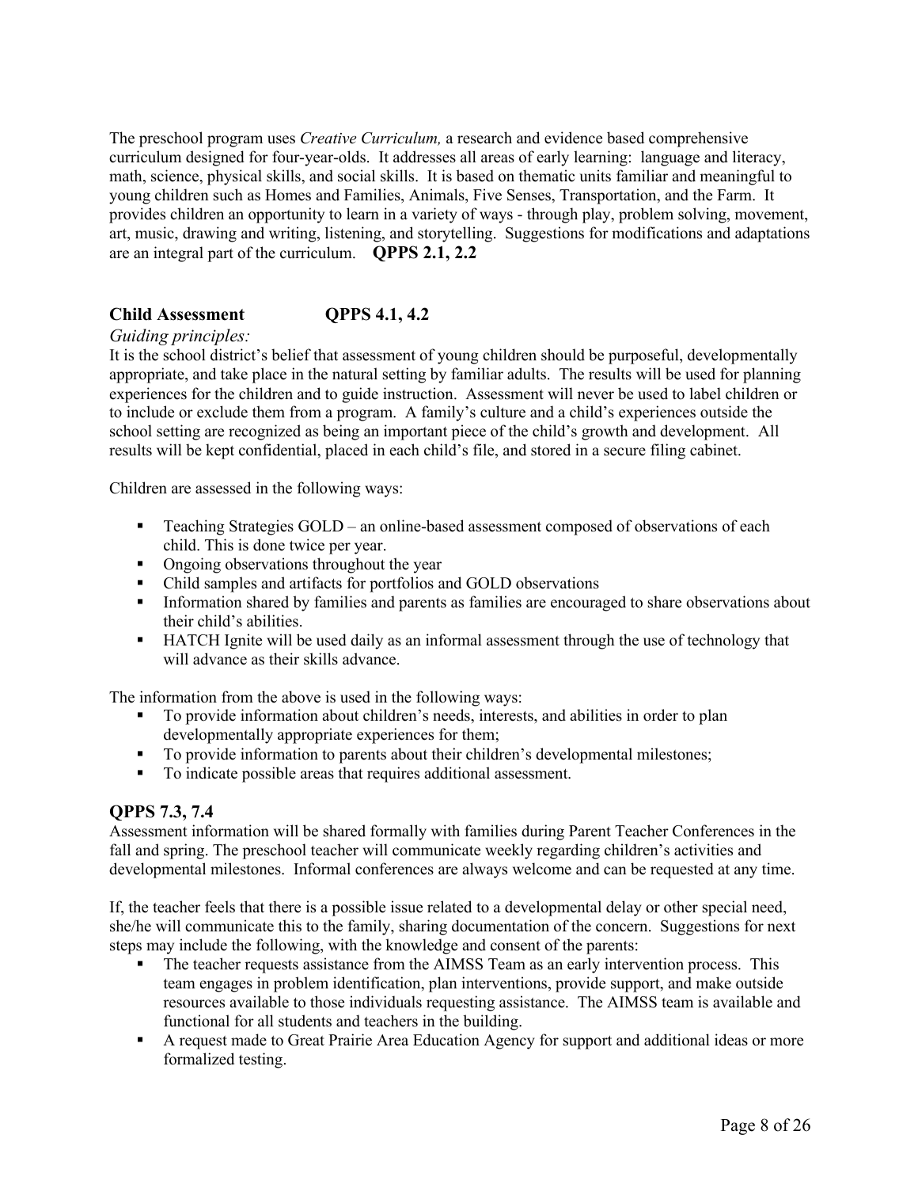The preschool program uses *Creative Curriculum,* a research and evidence based comprehensive curriculum designed for four-year-olds. It addresses all areas of early learning: language and literacy, math, science, physical skills, and social skills. It is based on thematic units familiar and meaningful to young children such as Homes and Families, Animals, Five Senses, Transportation, and the Farm. It provides children an opportunity to learn in a variety of ways - through play, problem solving, movement, art, music, drawing and writing, listening, and storytelling. Suggestions for modifications and adaptations are an integral part of the curriculum. **QPPS 2.1, 2.2**

## Child Assessment QPPS 4.1, 4.2

*Guiding principles:*

It is the school district's belief that assessment of young children should be purposeful, developmentally appropriate, and take place in the natural setting by familiar adults. The results will be used for planning experiences for the children and to guide instruction. Assessment will never be used to label children or to include or exclude them from a program. A family's culture and a child's experiences outside the school setting are recognized as being an important piece of the child's growth and development. All results will be kept confidential, placed in each child's file, and stored in a secure filing cabinet.

Children are assessed in the following ways:

- Teaching Strategies GOLD – an online-based assessment composed of observations of each child. This is done twice per year.
- Ongoing observations throughout the year
- Child samples and artifacts for portfolios and GOLD observations
- Information shared by families and parents as families are encouraged to share observations about their child's abilities.
- HATCH Ignite will be used daily as an informal assessment through the use of technology that will advance as their skills advance.

The information from the above is used in the following ways:

- To provide information about children's needs, interests, and abilities in order to plan developmentally appropriate experiences for them;
- To provide information to parents about their children's developmental milestones;
- To indicate possible areas that requires additional assessment.

## QPPS 7.3, 7.4

Assessment information will be shared formally with families during Parent Teacher Conferences in the fall and spring. The preschool teacher will communicate weekly regarding children's activities and developmental milestones. Informal conferences are always welcome and can be requested at any time.

If, the teacher feels that there is a possible issue related to a developmental delay or other special need, she/he will communicate this to the family, sharing documentation of the concern. Suggestions for next steps may include the following, with the knowledge and consent of the parents:

- The teacher requests assistance from the AIMSS Team as an early intervention process. This team engages in problem identification, plan interventions, provide support, and make outside resources available to those individuals requesting assistance. The AIMSS team is available and functional for all students and teachers in the building.
- A request made to Great Prairie Area Education Agency for support and additional ideas or more formalized testing.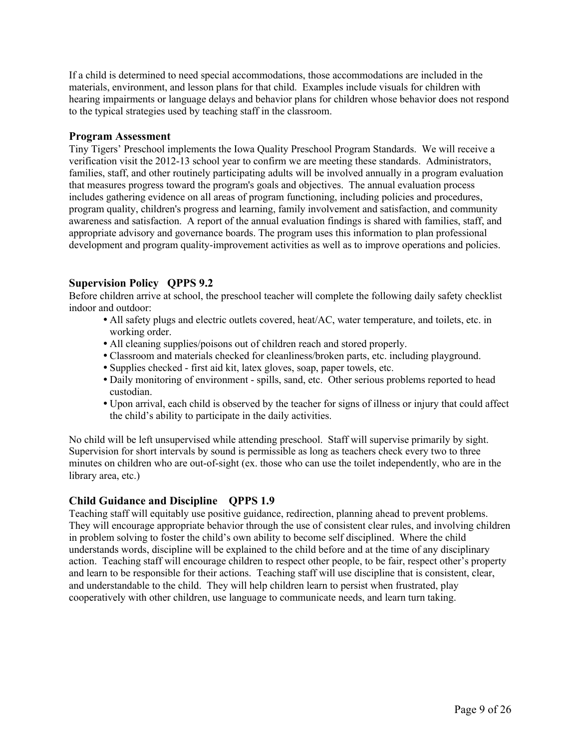If a child is determined to need special accommodations, those accommodations are included in the materials, environment, and lesson plans for that child. Examples include visuals for children with hearing impairments or language delays and behavior plans for children whose behavior does not respond to the typical strategies used by teaching staff in the classroom.

### Program Assessment

Tiny Tigers' Preschool implements the Iowa Quality Preschool Program Standards. We will receive a verification visit the 2012-13 school year to confirm we are meeting these standards. Administrators, families, staff, and other routinely participating adults will be involved annually in a program evaluation that measures progress toward the program's goals and objectives. The annual evaluation process includes gathering evidence on all areas of program functioning, including policies and procedures, program quality, children's progress and learning, family involvement and satisfaction, and community awareness and satisfaction. A report of the annual evaluation findings is shared with families, staff, and appropriate advisory and governance boards. The program uses this information to plan professional development and program quality-improvement activities as well as to improve operations and policies.

### Supervision Policy QPPS 9.2

Before children arrive at school, the preschool teacher will complete the following daily safety checklist indoor and outdoor:

- All safety plugs and electric outlets covered, heat/AC, water temperature, and toilets, etc. in working order.
- All cleaning supplies/poisons out of children reach and stored properly.
- Classroom and materials checked for cleanliness/broken parts, etc. including playground.
- Supplies checked - first aid kit, latex gloves, soap, paper towels, etc.
- Daily monitoring of environment - spills, sand, etc. Other serious problems reported to head custodian.
- Upon arrival, each child is observed by the teacher for signs of illness or injury that could affect the child's ability to participate in the daily activities.

No child will be left unsupervised while attending preschool. Staff will supervise primarily by sight. Supervision for short intervals by sound is permissible as long as teachers check every two to three minutes on children who are out-of-sight (ex. those who can use the toilet independently, who are in the library area, etc.)

### Child Guidance and Discipline QPPS 1.9

Teaching staff will equitably use positive guidance, redirection, planning ahead to prevent problems. They will encourage appropriate behavior through the use of consistent clear rules, and involving children in problem solving to foster the child's own ability to become self disciplined. Where the child understands words, discipline will be explained to the child before and at the time of any disciplinary action. Teaching staff will encourage children to respect other people, to be fair, respect other's property and learn to be responsible for their actions. Teaching staff will use discipline that is consistent, clear, and understandable to the child. They will help children learn to persist when frustrated, play cooperatively with other children, use language to communicate needs, and learn turn taking.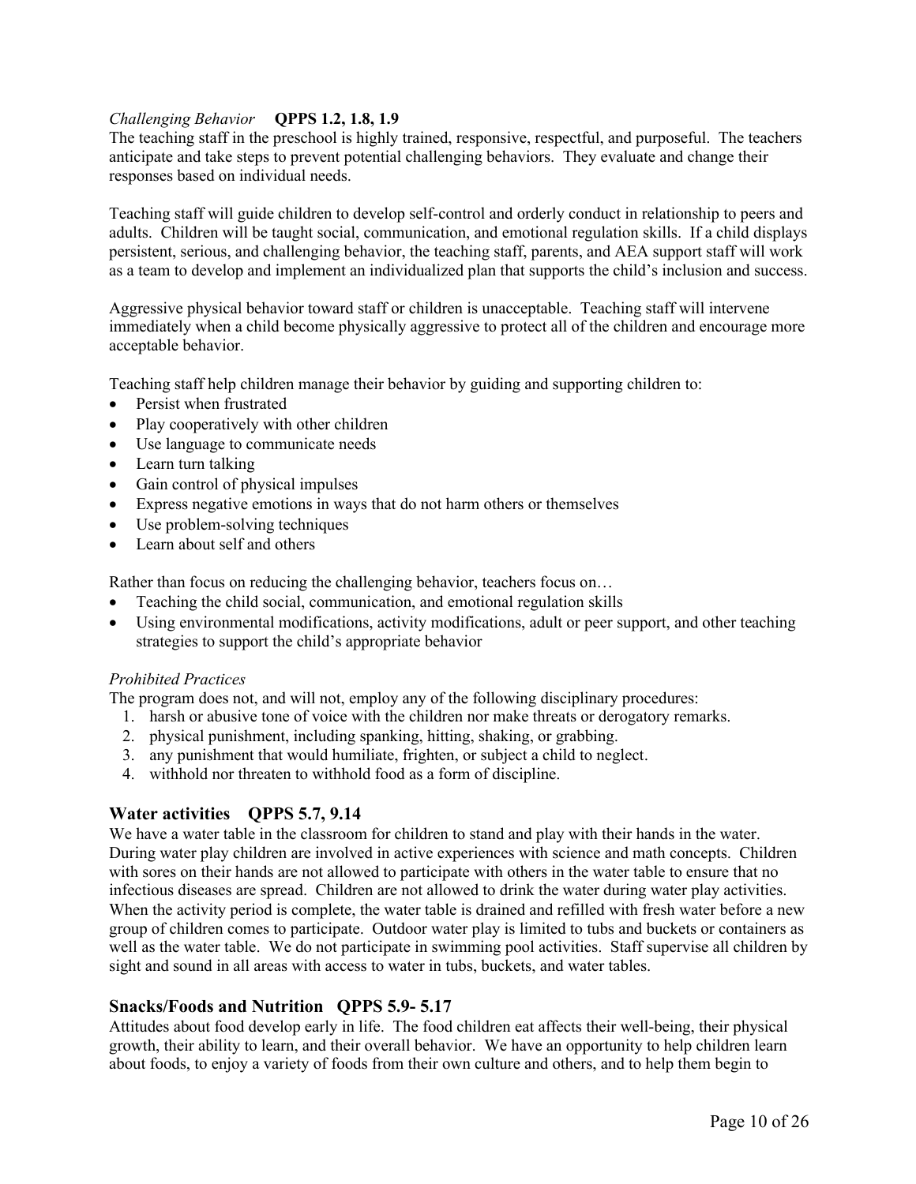*Challenging Behavior* **QPPS 1.2, 1.8, 1.9**

The teaching staff in the preschool is highly trained, responsive, respectful, and purposeful. The teachers anticipate and take steps to prevent potential challenging behaviors. They evaluate and change their responses based on individual needs.

Teaching staff will guide children to develop self-control and orderly conduct in relationship to peers and adults. Children will be taught social, communication, and emotional regulation skills. If a child displays persistent, serious, and challenging behavior, the teaching staff, parents, and AEA support staff will work as a team to develop and implement an individualized plan that supports the child's inclusion and success.

Aggressive physical behavior toward staff or children is unacceptable. Teaching staff will intervene immediately when a child become physically aggressive to protect all of the children and encourage more acceptable behavior.

Teaching staff help children manage their behavior by guiding and supporting children to:

- Persist when frustrated
- Play cooperatively with other children
- Use language to communicate needs
- Learn turn talking
- Gain control of physical impulses
- Express negative emotions in ways that do not harm others or themselves
- Use problem-solving techniques
- Learn about self and others

Rather than focus on reducing the challenging behavior, teachers focus on…

- Teaching the child social, communication, and emotional regulation skills
- Using environmental modifications, activity modifications, adult or peer support, and other teaching strategies to support the child's appropriate behavior

*Prohibited Practices*

The program does not, and will not, employ any of the following disciplinary procedures:

1. harsh or abusive tone of voice with the children nor make threats or derogatory remarks.
2. physical punishment, including spanking, hitting, shaking, or grabbing.
3. any punishment that would humiliate, frighten, or subject a child to neglect.
4. withhold nor threaten to withhold food as a form of discipline.

## Water activities QPPS 5.7, 9.14

We have a water table in the classroom for children to stand and play with their hands in the water. During water play children are involved in active experiences with science and math concepts. Children with sores on their hands are not allowed to participate with others in the water table to ensure that no infectious diseases are spread. Children are not allowed to drink the water during water play activities. When the activity period is complete, the water table is drained and refilled with fresh water before a new group of children comes to participate. Outdoor water play is limited to tubs and buckets or containers as well as the water table. We do not participate in swimming pool activities. Staff supervise all children by sight and sound in all areas with access to water in tubs, buckets, and water tables.

## Snacks/Foods and Nutrition QPPS 5.9- 5.17

Attitudes about food develop early in life. The food children eat affects their well-being, their physical growth, their ability to learn, and their overall behavior. We have an opportunity to help children learn about foods, to enjoy a variety of foods from their own culture and others, and to help them begin to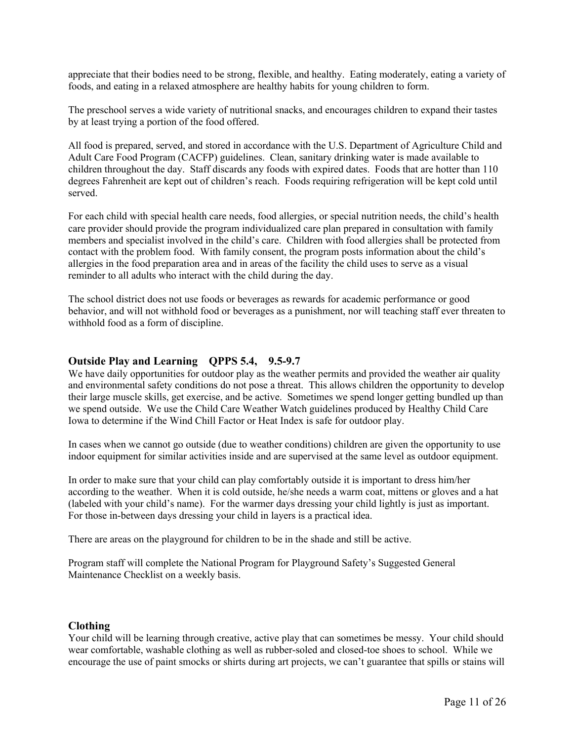appreciate that their bodies need to be strong, flexible, and healthy. Eating moderately, eating a variety of foods, and eating in a relaxed atmosphere are healthy habits for young children to form.

The preschool serves a wide variety of nutritional snacks, and encourages children to expand their tastes by at least trying a portion of the food offered.

All food is prepared, served, and stored in accordance with the U.S. Department of Agriculture Child and Adult Care Food Program (CACFP) guidelines. Clean, sanitary drinking water is made available to children throughout the day. Staff discards any foods with expired dates. Foods that are hotter than 110 degrees Fahrenheit are kept out of children's reach. Foods requiring refrigeration will be kept cold until served.

For each child with special health care needs, food allergies, or special nutrition needs, the child's health care provider should provide the program individualized care plan prepared in consultation with family members and specialist involved in the child's care. Children with food allergies shall be protected from contact with the problem food. With family consent, the program posts information about the child's allergies in the food preparation area and in areas of the facility the child uses to serve as a visual reminder to all adults who interact with the child during the day.

The school district does not use foods or beverages as rewards for academic performance or good behavior, and will not withhold food or beverages as a punishment, nor will teaching staff ever threaten to withhold food as a form of discipline.

### Outside Play and Learning QPPS 5.4, 9.5-9.7

We have daily opportunities for outdoor play as the weather permits and provided the weather air quality and environmental safety conditions do not pose a threat. This allows children the opportunity to develop their large muscle skills, get exercise, and be active. Sometimes we spend longer getting bundled up than we spend outside. We use the Child Care Weather Watch guidelines produced by Healthy Child Care Iowa to determine if the Wind Chill Factor or Heat Index is safe for outdoor play.

In cases when we cannot go outside (due to weather conditions) children are given the opportunity to use indoor equipment for similar activities inside and are supervised at the same level as outdoor equipment.

In order to make sure that your child can play comfortably outside it is important to dress him/her according to the weather. When it is cold outside, he/she needs a warm coat, mittens or gloves and a hat (labeled with your child's name). For the warmer days dressing your child lightly is just as important. For those in-between days dressing your child in layers is a practical idea.

There are areas on the playground for children to be in the shade and still be active.

Program staff will complete the National Program for Playground Safety's Suggested General Maintenance Checklist on a weekly basis.

### Clothing

Your child will be learning through creative, active play that can sometimes be messy. Your child should wear comfortable, washable clothing as well as rubber-soled and closed-toe shoes to school. While we encourage the use of paint smocks or shirts during art projects, we can't guarantee that spills or stains will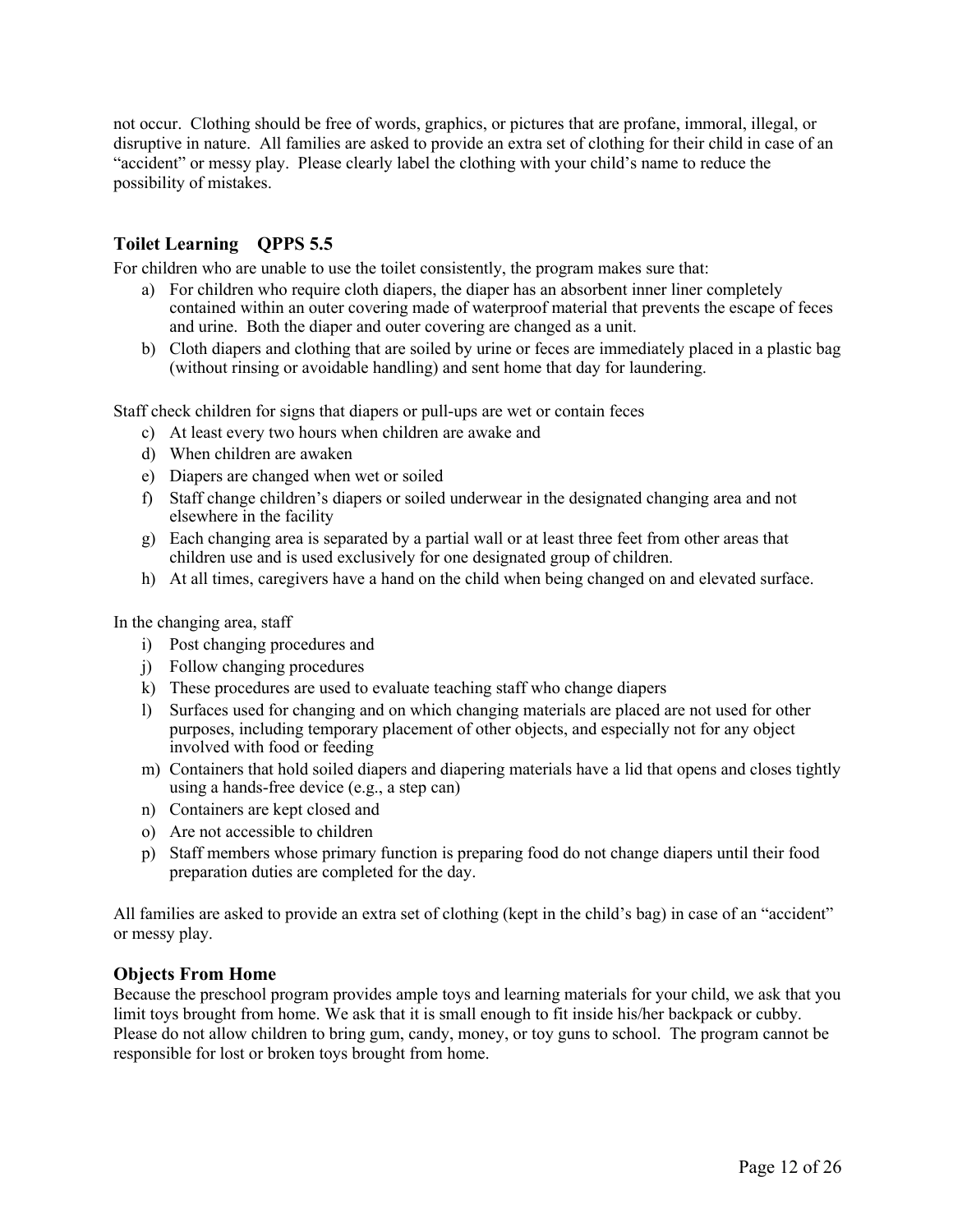not occur. Clothing should be free of words, graphics, or pictures that are profane, immoral, illegal, or disruptive in nature. All families are asked to provide an extra set of clothing for their child in case of an "accident" or messy play. Please clearly label the clothing with your child's name to reduce the possibility of mistakes.

### Toilet Learning QPPS 5.5

For children who are unable to use the toilet consistently, the program makes sure that:

a) For children who require cloth diapers, the diaper has an absorbent inner liner completely contained within an outer covering made of waterproof material that prevents the escape of feces and urine. Both the diaper and outer covering are changed as a unit.
b) Cloth diapers and clothing that are soiled by urine or feces are immediately placed in a plastic bag (without rinsing or avoidable handling) and sent home that day for laundering.

Staff check children for signs that diapers or pull-ups are wet or contain feces

c) At least every two hours when children are awake and
d) When children are awaken
e) Diapers are changed when wet or soiled
f) Staff change children's diapers or soiled underwear in the designated changing area and not elsewhere in the facility
g) Each changing area is separated by a partial wall or at least three feet from other areas that children use and is used exclusively for one designated group of children.
h) At all times, caregivers have a hand on the child when being changed on and elevated surface.

In the changing area, staff

i) Post changing procedures and
j) Follow changing procedures
k) These procedures are used to evaluate teaching staff who change diapers
l) Surfaces used for changing and on which changing materials are placed are not used for other purposes, including temporary placement of other objects, and especially not for any object involved with food or feeding
m) Containers that hold soiled diapers and diapering materials have a lid that opens and closes tightly using a hands-free device (e.g., a step can)
n) Containers are kept closed and
o) Are not accessible to children
p) Staff members whose primary function is preparing food do not change diapers until their food preparation duties are completed for the day.

All families are asked to provide an extra set of clothing (kept in the child's bag) in case of an "accident" or messy play.

### Objects From Home

Because the preschool program provides ample toys and learning materials for your child, we ask that you limit toys brought from home. We ask that it is small enough to fit inside his/her backpack or cubby. Please do not allow children to bring gum, candy, money, or toy guns to school. The program cannot be responsible for lost or broken toys brought from home.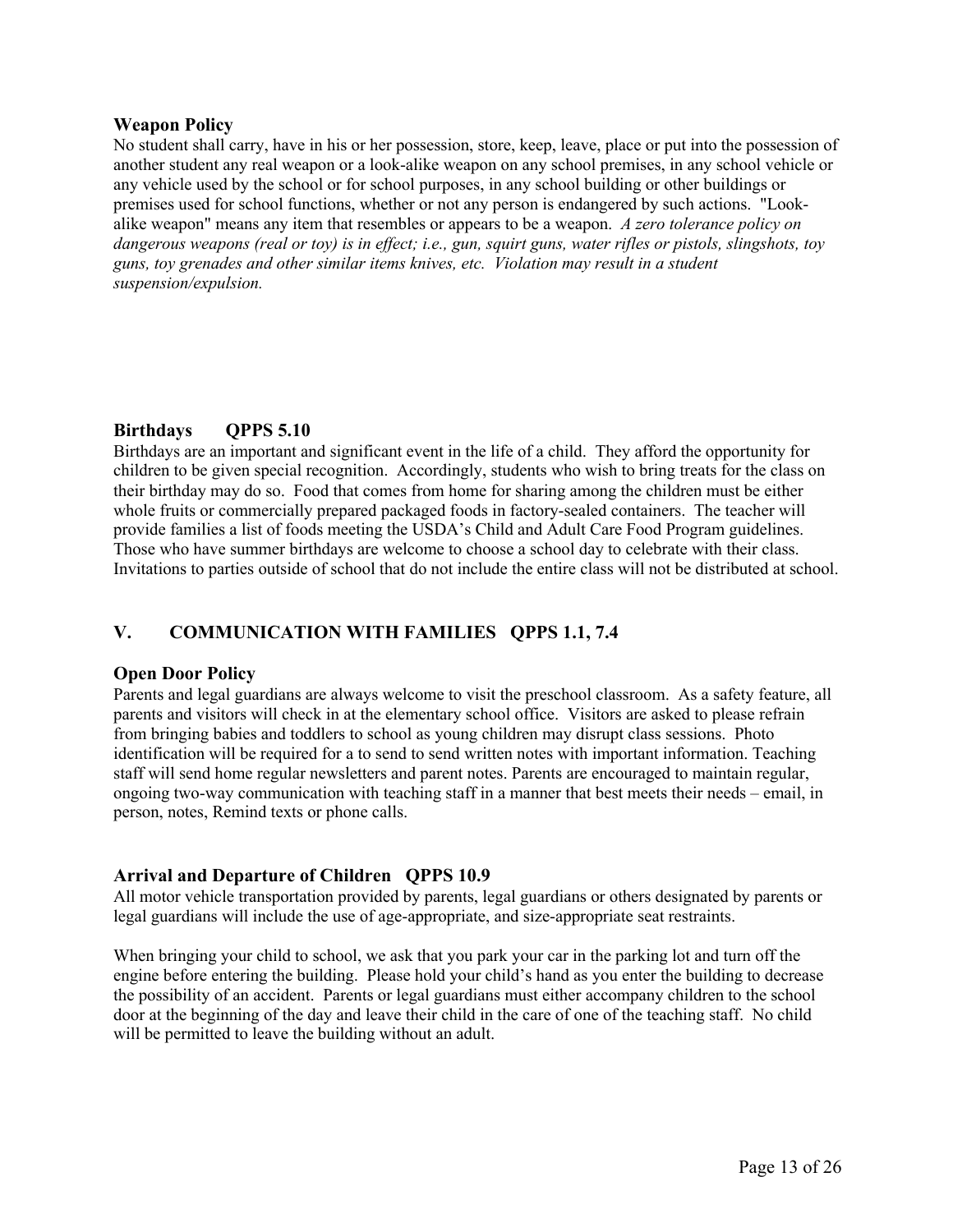### Weapon Policy

No student shall carry, have in his or her possession, store, keep, leave, place or put into the possession of another student any real weapon or a look-alike weapon on any school premises, in any school vehicle or any vehicle used by the school or for school purposes, in any school building or other buildings or premises used for school functions, whether or not any person is endangered by such actions. "Look-alike weapon" means any item that resembles or appears to be a weapon. *A zero tolerance policy on dangerous weapons (real or toy) is in effect; i.e., gun, squirt guns, water rifles or pistols, slingshots, toy guns, toy grenades and other similar items knives, etc. Violation may result in a student suspension/expulsion.*

### Birthdays QPPS 5.10

Birthdays are an important and significant event in the life of a child. They afford the opportunity for children to be given special recognition. Accordingly, students who wish to bring treats for the class on their birthday may do so. Food that comes from home for sharing among the children must be either whole fruits or commercially prepared packaged foods in factory-sealed containers. The teacher will provide families a list of foods meeting the USDA's Child and Adult Care Food Program guidelines. Those who have summer birthdays are welcome to choose a school day to celebrate with their class. Invitations to parties outside of school that do not include the entire class will not be distributed at school.

## V. COMMUNICATION WITH FAMILIES QPPS 1.1, 7.4

### Open Door Policy

Parents and legal guardians are always welcome to visit the preschool classroom. As a safety feature, all parents and visitors will check in at the elementary school office. Visitors are asked to please refrain from bringing babies and toddlers to school as young children may disrupt class sessions. Photo identification will be required for a to send to send written notes with important information. Teaching staff will send home regular newsletters and parent notes. Parents are encouraged to maintain regular, ongoing two-way communication with teaching staff in a manner that best meets their needs – email, in person, notes, Remind texts or phone calls.

### Arrival and Departure of Children QPPS 10.9

All motor vehicle transportation provided by parents, legal guardians or others designated by parents or legal guardians will include the use of age-appropriate, and size-appropriate seat restraints.

When bringing your child to school, we ask that you park your car in the parking lot and turn off the engine before entering the building. Please hold your child's hand as you enter the building to decrease the possibility of an accident. Parents or legal guardians must either accompany children to the school door at the beginning of the day and leave their child in the care of one of the teaching staff. No child will be permitted to leave the building without an adult.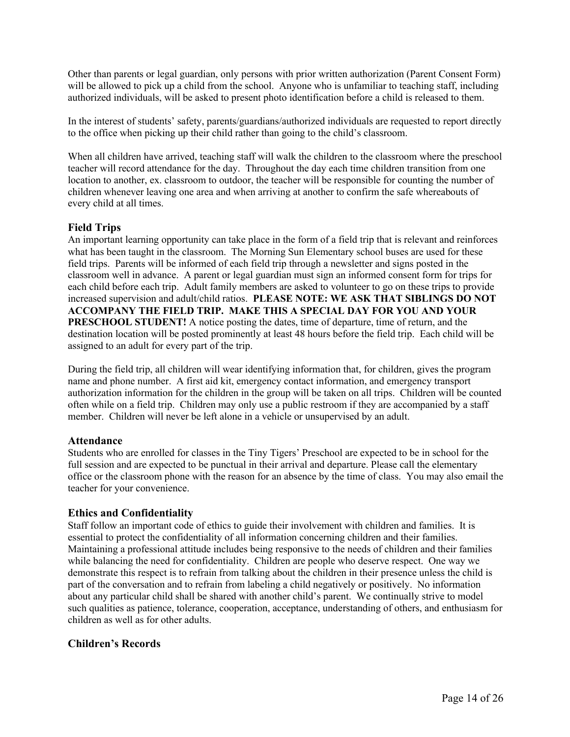Other than parents or legal guardian, only persons with prior written authorization (Parent Consent Form) will be allowed to pick up a child from the school. Anyone who is unfamiliar to teaching staff, including authorized individuals, will be asked to present photo identification before a child is released to them.

In the interest of students' safety, parents/guardians/authorized individuals are requested to report directly to the office when picking up their child rather than going to the child's classroom.

When all children have arrived, teaching staff will walk the children to the classroom where the preschool teacher will record attendance for the day. Throughout the day each time children transition from one location to another, ex. classroom to outdoor, the teacher will be responsible for counting the number of children whenever leaving one area and when arriving at another to confirm the safe whereabouts of every child at all times.

## Field Trips

An important learning opportunity can take place in the form of a field trip that is relevant and reinforces what has been taught in the classroom. The Morning Sun Elementary school buses are used for these field trips. Parents will be informed of each field trip through a newsletter and signs posted in the classroom well in advance. A parent or legal guardian must sign an informed consent form for trips for each child before each trip. Adult family members are asked to volunteer to go on these trips to provide increased supervision and adult/child ratios. **PLEASE NOTE: WE ASK THAT SIBLINGS DO NOT ACCOMPANY THE FIELD TRIP. MAKE THIS A SPECIAL DAY FOR YOU AND YOUR PRESCHOOL STUDENT!** A notice posting the dates, time of departure, time of return, and the destination location will be posted prominently at least 48 hours before the field trip. Each child will be assigned to an adult for every part of the trip.

During the field trip, all children will wear identifying information that, for children, gives the program name and phone number. A first aid kit, emergency contact information, and emergency transport authorization information for the children in the group will be taken on all trips. Children will be counted often while on a field trip. Children may only use a public restroom if they are accompanied by a staff member. Children will never be left alone in a vehicle or unsupervised by an adult.

## Attendance

Students who are enrolled for classes in the Tiny Tigers' Preschool are expected to be in school for the full session and are expected to be punctual in their arrival and departure. Please call the elementary office or the classroom phone with the reason for an absence by the time of class. You may also email the teacher for your convenience.

## Ethics and Confidentiality

Staff follow an important code of ethics to guide their involvement with children and families. It is essential to protect the confidentiality of all information concerning children and their families. Maintaining a professional attitude includes being responsive to the needs of children and their families while balancing the need for confidentiality. Children are people who deserve respect. One way we demonstrate this respect is to refrain from talking about the children in their presence unless the child is part of the conversation and to refrain from labeling a child negatively or positively. No information about any particular child shall be shared with another child's parent. We continually strive to model such qualities as patience, tolerance, cooperation, acceptance, understanding of others, and enthusiasm for children as well as for other adults.

## Children's Records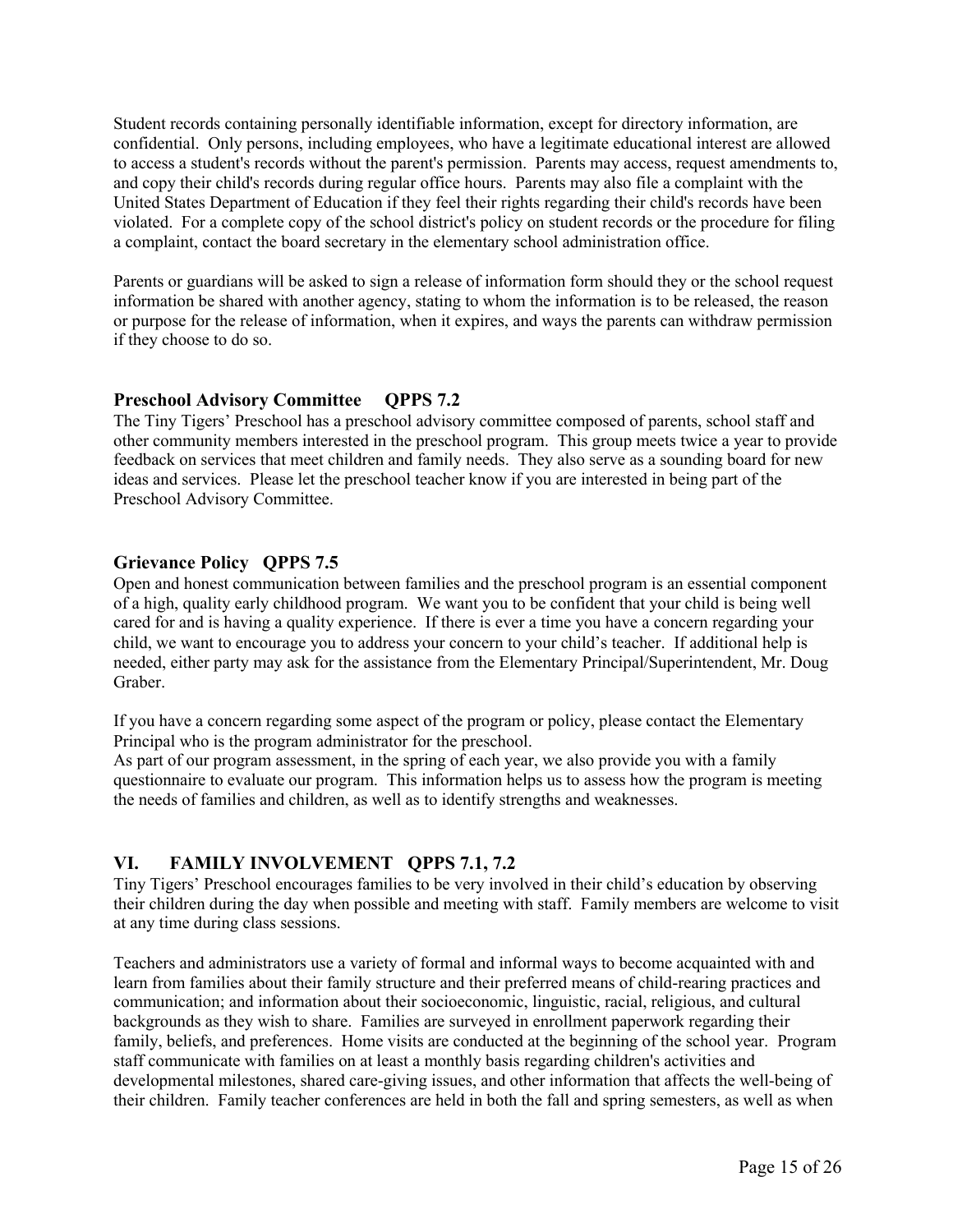Student records containing personally identifiable information, except for directory information, are confidential. Only persons, including employees, who have a legitimate educational interest are allowed to access a student's records without the parent's permission. Parents may access, request amendments to, and copy their child's records during regular office hours. Parents may also file a complaint with the United States Department of Education if they feel their rights regarding their child's records have been violated. For a complete copy of the school district's policy on student records or the procedure for filing a complaint, contact the board secretary in the elementary school administration office.

Parents or guardians will be asked to sign a release of information form should they or the school request information be shared with another agency, stating to whom the information is to be released, the reason or purpose for the release of information, when it expires, and ways the parents can withdraw permission if they choose to do so.

### Preschool Advisory Committee QPPS 7.2

The Tiny Tigers' Preschool has a preschool advisory committee composed of parents, school staff and other community members interested in the preschool program. This group meets twice a year to provide feedback on services that meet children and family needs. They also serve as a sounding board for new ideas and services. Please let the preschool teacher know if you are interested in being part of the Preschool Advisory Committee.

### Grievance Policy QPPS 7.5

Open and honest communication between families and the preschool program is an essential component of a high, quality early childhood program. We want you to be confident that your child is being well cared for and is having a quality experience. If there is ever a time you have a concern regarding your child, we want to encourage you to address your concern to your child's teacher. If additional help is needed, either party may ask for the assistance from the Elementary Principal/Superintendent, Mr. Doug Graber.

If you have a concern regarding some aspect of the program or policy, please contact the Elementary Principal who is the program administrator for the preschool.
As part of our program assessment, in the spring of each year, we also provide you with a family questionnaire to evaluate our program. This information helps us to assess how the program is meeting the needs of families and children, as well as to identify strengths and weaknesses.

## VI. FAMILY INVOLVEMENT QPPS 7.1, 7.2

Tiny Tigers' Preschool encourages families to be very involved in their child's education by observing their children during the day when possible and meeting with staff. Family members are welcome to visit at any time during class sessions.

Teachers and administrators use a variety of formal and informal ways to become acquainted with and learn from families about their family structure and their preferred means of child-rearing practices and communication; and information about their socioeconomic, linguistic, racial, religious, and cultural backgrounds as they wish to share. Families are surveyed in enrollment paperwork regarding their family, beliefs, and preferences. Home visits are conducted at the beginning of the school year. Program staff communicate with families on at least a monthly basis regarding children's activities and developmental milestones, shared care-giving issues, and other information that affects the well-being of their children. Family teacher conferences are held in both the fall and spring semesters, as well as when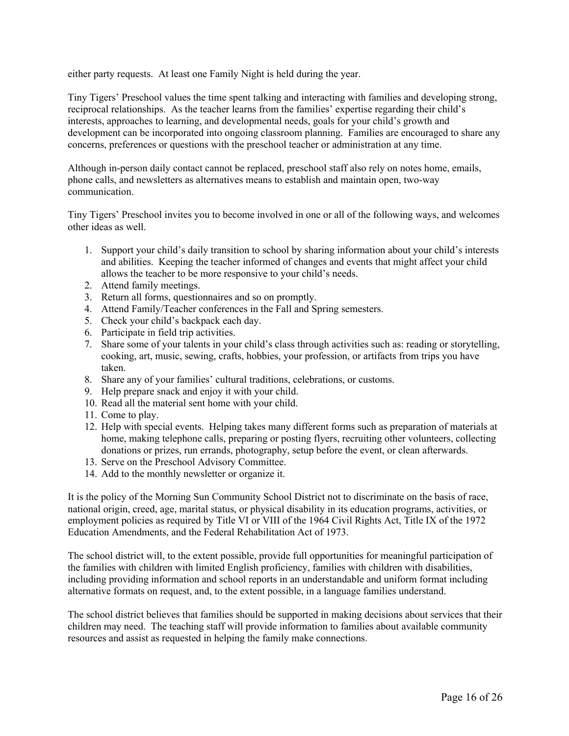either party requests. At least one Family Night is held during the year.

Tiny Tigers' Preschool values the time spent talking and interacting with families and developing strong, reciprocal relationships. As the teacher learns from the families' expertise regarding their child's interests, approaches to learning, and developmental needs, goals for your child's growth and development can be incorporated into ongoing classroom planning. Families are encouraged to share any concerns, preferences or questions with the preschool teacher or administration at any time.

Although in-person daily contact cannot be replaced, preschool staff also rely on notes home, emails, phone calls, and newsletters as alternatives means to establish and maintain open, two-way communication.

Tiny Tigers' Preschool invites you to become involved in one or all of the following ways, and welcomes other ideas as well.

1. Support your child's daily transition to school by sharing information about your child's interests and abilities. Keeping the teacher informed of changes and events that might affect your child allows the teacher to be more responsive to your child's needs.
2. Attend family meetings.
3. Return all forms, questionnaires and so on promptly.
4. Attend Family/Teacher conferences in the Fall and Spring semesters.
5. Check your child's backpack each day.
6. Participate in field trip activities.
7. Share some of your talents in your child's class through activities such as: reading or storytelling, cooking, art, music, sewing, crafts, hobbies, your profession, or artifacts from trips you have taken.
8. Share any of your families' cultural traditions, celebrations, or customs.
9. Help prepare snack and enjoy it with your child.
10. Read all the material sent home with your child.
11. Come to play.
12. Help with special events. Helping takes many different forms such as preparation of materials at home, making telephone calls, preparing or posting flyers, recruiting other volunteers, collecting donations or prizes, run errands, photography, setup before the event, or clean afterwards.
13. Serve on the Preschool Advisory Committee.
14. Add to the monthly newsletter or organize it.

It is the policy of the Morning Sun Community School District not to discriminate on the basis of race, national origin, creed, age, marital status, or physical disability in its education programs, activities, or employment policies as required by Title VI or VIII of the 1964 Civil Rights Act, Title IX of the 1972 Education Amendments, and the Federal Rehabilitation Act of 1973.

The school district will, to the extent possible, provide full opportunities for meaningful participation of the families with children with limited English proficiency, families with children with disabilities, including providing information and school reports in an understandable and uniform format including alternative formats on request, and, to the extent possible, in a language families understand.

The school district believes that families should be supported in making decisions about services that their children may need. The teaching staff will provide information to families about available community resources and assist as requested in helping the family make connections.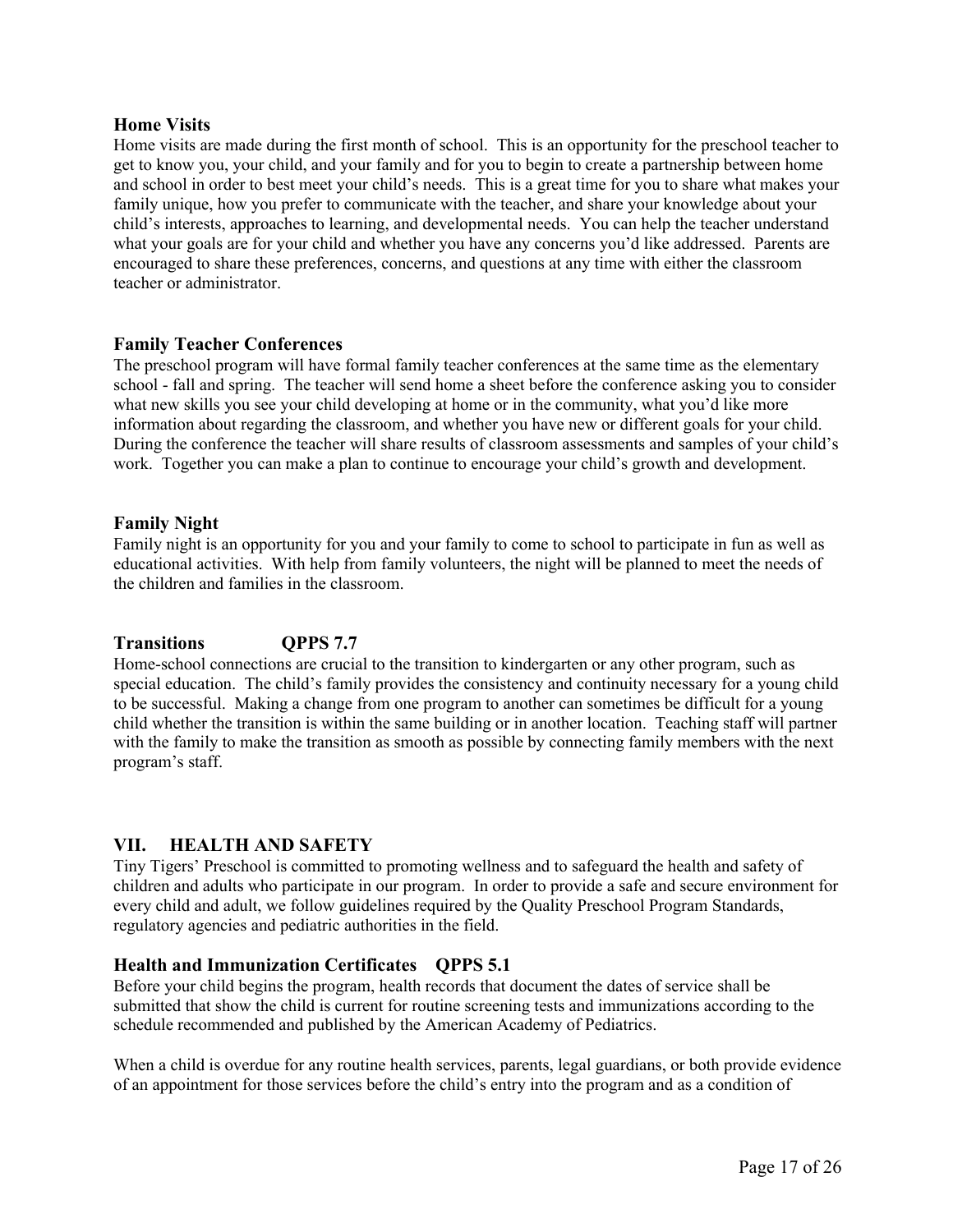### Home Visits

Home visits are made during the first month of school. This is an opportunity for the preschool teacher to get to know you, your child, and your family and for you to begin to create a partnership between home and school in order to best meet your child's needs. This is a great time for you to share what makes your family unique, how you prefer to communicate with the teacher, and share your knowledge about your child's interests, approaches to learning, and developmental needs. You can help the teacher understand what your goals are for your child and whether you have any concerns you'd like addressed. Parents are encouraged to share these preferences, concerns, and questions at any time with either the classroom teacher or administrator.

### Family Teacher Conferences

The preschool program will have formal family teacher conferences at the same time as the elementary school - fall and spring. The teacher will send home a sheet before the conference asking you to consider what new skills you see your child developing at home or in the community, what you'd like more information about regarding the classroom, and whether you have new or different goals for your child. During the conference the teacher will share results of classroom assessments and samples of your child's work. Together you can make a plan to continue to encourage your child's growth and development.

### Family Night

Family night is an opportunity for you and your family to come to school to participate in fun as well as educational activities. With help from family volunteers, the night will be planned to meet the needs of the children and families in the classroom.

### Transitions QPPS 7.7

Home-school connections are crucial to the transition to kindergarten or any other program, such as special education. The child's family provides the consistency and continuity necessary for a young child to be successful. Making a change from one program to another can sometimes be difficult for a young child whether the transition is within the same building or in another location. Teaching staff will partner with the family to make the transition as smooth as possible by connecting family members with the next program's staff.

## VII. HEALTH AND SAFETY

Tiny Tigers' Preschool is committed to promoting wellness and to safeguard the health and safety of children and adults who participate in our program. In order to provide a safe and secure environment for every child and adult, we follow guidelines required by the Quality Preschool Program Standards, regulatory agencies and pediatric authorities in the field.

### Health and Immunization Certificates QPPS 5.1

Before your child begins the program, health records that document the dates of service shall be submitted that show the child is current for routine screening tests and immunizations according to the schedule recommended and published by the American Academy of Pediatrics.

When a child is overdue for any routine health services, parents, legal guardians, or both provide evidence of an appointment for those services before the child's entry into the program and as a condition of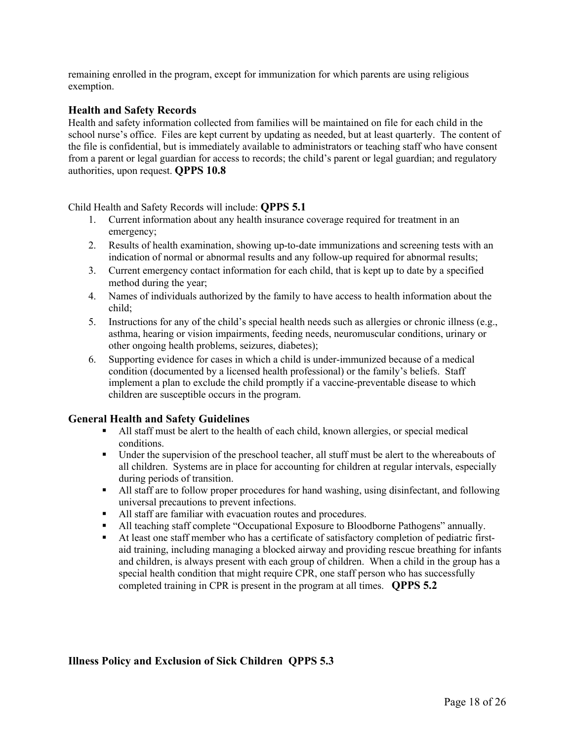remaining enrolled in the program, except for immunization for which parents are using religious exemption.

### Health and Safety Records

Health and safety information collected from families will be maintained on file for each child in the school nurse's office. Files are kept current by updating as needed, but at least quarterly. The content of the file is confidential, but is immediately available to administrators or teaching staff who have consent from a parent or legal guardian for access to records; the child's parent or legal guardian; and regulatory authorities, upon request. **QPPS 10.8**

Child Health and Safety Records will include: **QPPS 5.1**

1. Current information about any health insurance coverage required for treatment in an emergency;
2. Results of health examination, showing up-to-date immunizations and screening tests with an indication of normal or abnormal results and any follow-up required for abnormal results;
3. Current emergency contact information for each child, that is kept up to date by a specified method during the year;
4. Names of individuals authorized by the family to have access to health information about the child;
5. Instructions for any of the child's special health needs such as allergies or chronic illness (e.g., asthma, hearing or vision impairments, feeding needs, neuromuscular conditions, urinary or other ongoing health problems, seizures, diabetes);
6. Supporting evidence for cases in which a child is under-immunized because of a medical condition (documented by a licensed health professional) or the family's beliefs. Staff implement a plan to exclude the child promptly if a vaccine-preventable disease to which children are susceptible occurs in the program.

### General Health and Safety Guidelines

- All staff must be alert to the health of each child, known allergies, or special medical conditions.
- Under the supervision of the preschool teacher, all stuff must be alert to the whereabouts of all children. Systems are in place for accounting for children at regular intervals, especially during periods of transition.
- All staff are to follow proper procedures for hand washing, using disinfectant, and following universal precautions to prevent infections.
- All staff are familiar with evacuation routes and procedures.
- All teaching staff complete "Occupational Exposure to Bloodborne Pathogens" annually.
- At least one staff member who has a certificate of satisfactory completion of pediatric first-aid training, including managing a blocked airway and providing rescue breathing for infants and children, is always present with each group of children. When a child in the group has a special health condition that might require CPR, one staff person who has successfully completed training in CPR is present in the program at all times. **QPPS 5.2**

### Illness Policy and Exclusion of Sick Children QPPS 5.3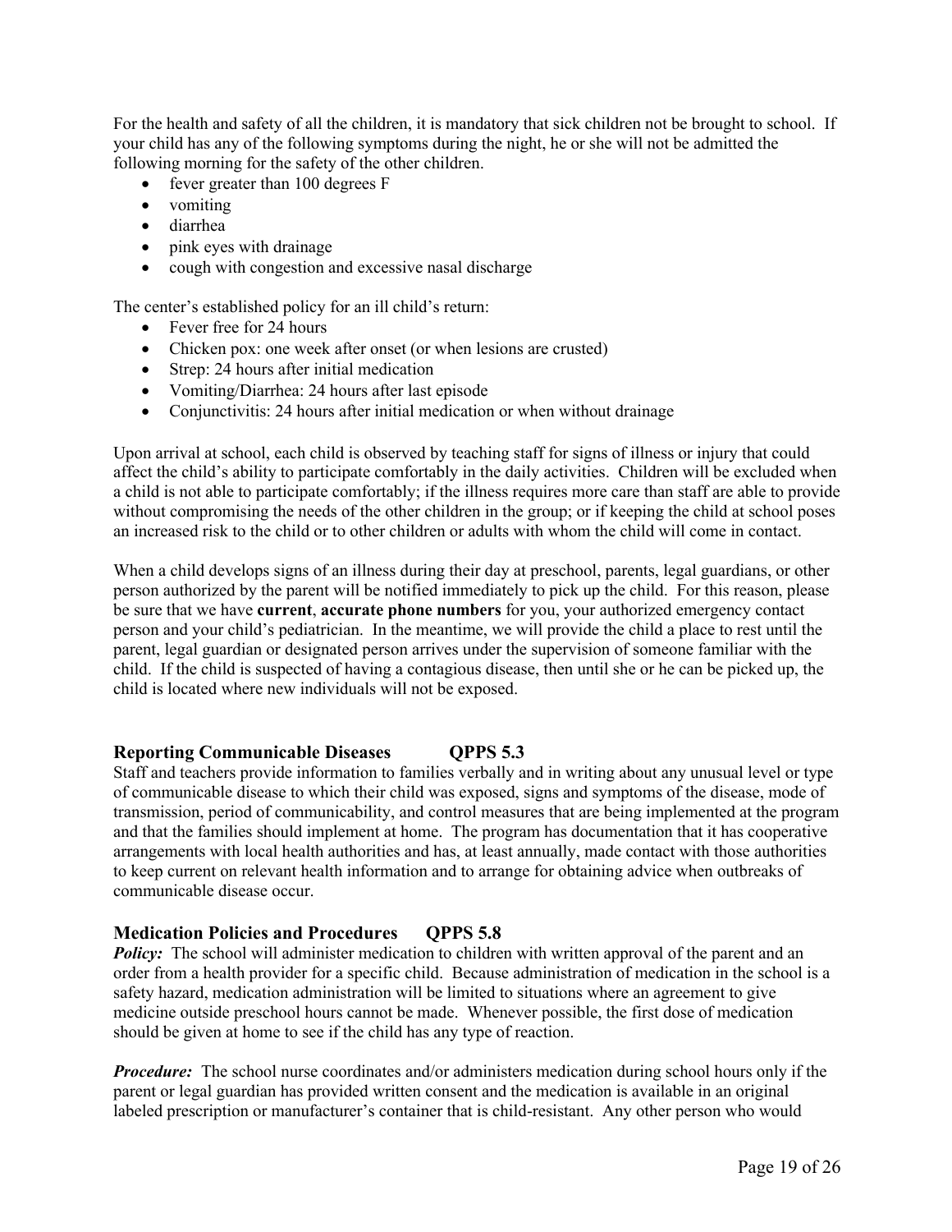For the health and safety of all the children, it is mandatory that sick children not be brought to school. If your child has any of the following symptoms during the night, he or she will not be admitted the following morning for the safety of the other children.

- fever greater than 100 degrees F
- vomiting
- diarrhea
- pink eyes with drainage
- cough with congestion and excessive nasal discharge

The center's established policy for an ill child's return:

- Fever free for 24 hours
- Chicken pox: one week after onset (or when lesions are crusted)
- Strep: 24 hours after initial medication
- Vomiting/Diarrhea: 24 hours after last episode
- Conjunctivitis: 24 hours after initial medication or when without drainage

Upon arrival at school, each child is observed by teaching staff for signs of illness or injury that could affect the child's ability to participate comfortably in the daily activities. Children will be excluded when a child is not able to participate comfortably; if the illness requires more care than staff are able to provide without compromising the needs of the other children in the group; or if keeping the child at school poses an increased risk to the child or to other children or adults with whom the child will come in contact.

When a child develops signs of an illness during their day at preschool, parents, legal guardians, or other person authorized by the parent will be notified immediately to pick up the child. For this reason, please be sure that we have **current**, **accurate phone numbers** for you, your authorized emergency contact person and your child's pediatrician. In the meantime, we will provide the child a place to rest until the parent, legal guardian or designated person arrives under the supervision of someone familiar with the child. If the child is suspected of having a contagious disease, then until she or he can be picked up, the child is located where new individuals will not be exposed.

## Reporting Communicable Diseases QPPS 5.3

Staff and teachers provide information to families verbally and in writing about any unusual level or type of communicable disease to which their child was exposed, signs and symptoms of the disease, mode of transmission, period of communicability, and control measures that are being implemented at the program and that the families should implement at home. The program has documentation that it has cooperative arrangements with local health authorities and has, at least annually, made contact with those authorities to keep current on relevant health information and to arrange for obtaining advice when outbreaks of communicable disease occur.

## Medication Policies and Procedures QPPS 5.8

***Policy:*** The school will administer medication to children with written approval of the parent and an order from a health provider for a specific child. Because administration of medication in the school is a safety hazard, medication administration will be limited to situations where an agreement to give medicine outside preschool hours cannot be made. Whenever possible, the first dose of medication should be given at home to see if the child has any type of reaction.

***Procedure:*** The school nurse coordinates and/or administers medication during school hours only if the parent or legal guardian has provided written consent and the medication is available in an original labeled prescription or manufacturer's container that is child-resistant. Any other person who would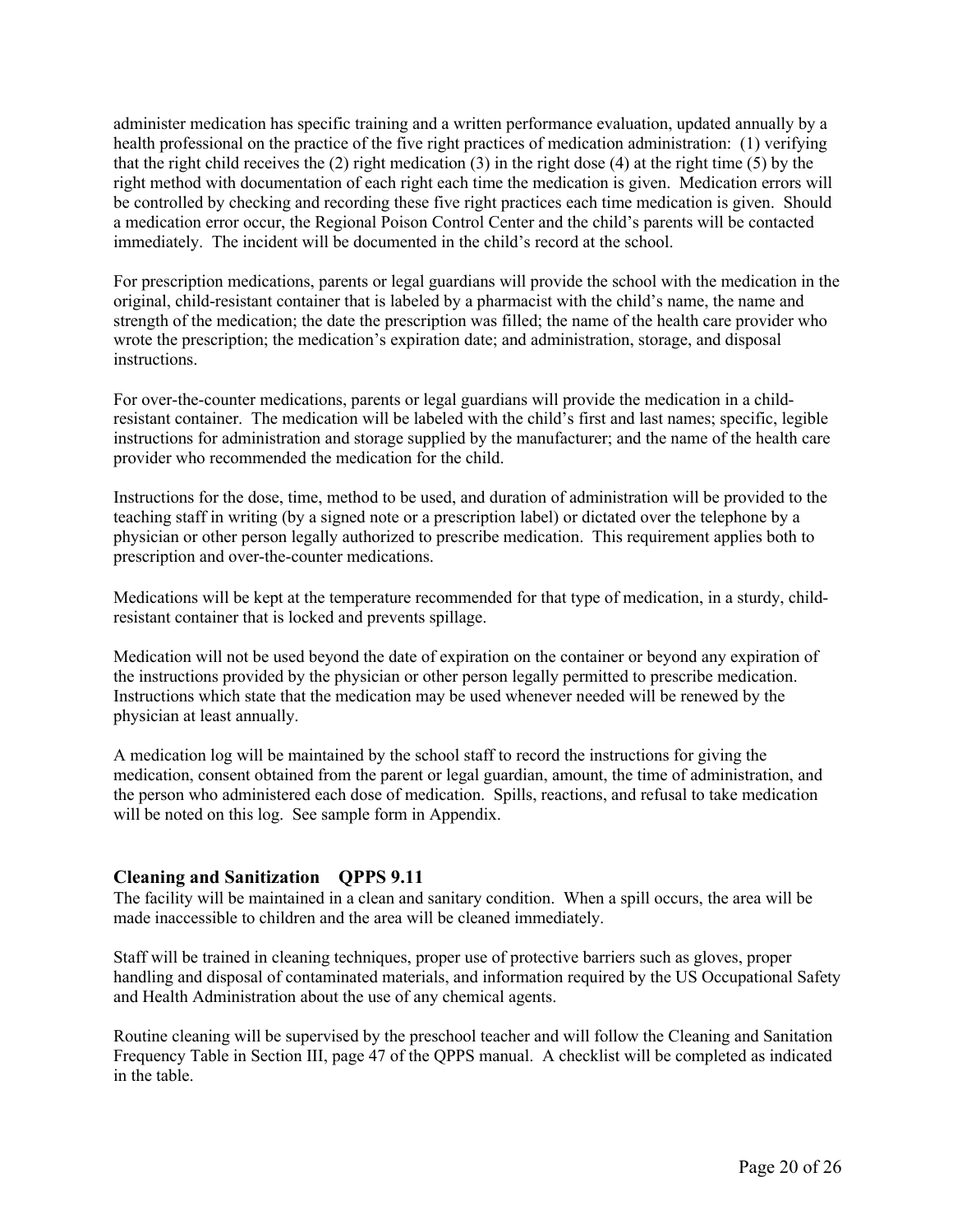administer medication has specific training and a written performance evaluation, updated annually by a health professional on the practice of the five right practices of medication administration: (1) verifying that the right child receives the (2) right medication (3) in the right dose (4) at the right time (5) by the right method with documentation of each right each time the medication is given. Medication errors will be controlled by checking and recording these five right practices each time medication is given. Should a medication error occur, the Regional Poison Control Center and the child's parents will be contacted immediately. The incident will be documented in the child's record at the school.

For prescription medications, parents or legal guardians will provide the school with the medication in the original, child-resistant container that is labeled by a pharmacist with the child's name, the name and strength of the medication; the date the prescription was filled; the name of the health care provider who wrote the prescription; the medication's expiration date; and administration, storage, and disposal instructions.

For over-the-counter medications, parents or legal guardians will provide the medication in a child-resistant container. The medication will be labeled with the child's first and last names; specific, legible instructions for administration and storage supplied by the manufacturer; and the name of the health care provider who recommended the medication for the child.

Instructions for the dose, time, method to be used, and duration of administration will be provided to the teaching staff in writing (by a signed note or a prescription label) or dictated over the telephone by a physician or other person legally authorized to prescribe medication. This requirement applies both to prescription and over-the-counter medications.

Medications will be kept at the temperature recommended for that type of medication, in a sturdy, child-resistant container that is locked and prevents spillage.

Medication will not be used beyond the date of expiration on the container or beyond any expiration of the instructions provided by the physician or other person legally permitted to prescribe medication. Instructions which state that the medication may be used whenever needed will be renewed by the physician at least annually.

A medication log will be maintained by the school staff to record the instructions for giving the medication, consent obtained from the parent or legal guardian, amount, the time of administration, and the person who administered each dose of medication. Spills, reactions, and refusal to take medication will be noted on this log. See sample form in Appendix.

## Cleaning and Sanitization QPPS 9.11

The facility will be maintained in a clean and sanitary condition. When a spill occurs, the area will be made inaccessible to children and the area will be cleaned immediately.

Staff will be trained in cleaning techniques, proper use of protective barriers such as gloves, proper handling and disposal of contaminated materials, and information required by the US Occupational Safety and Health Administration about the use of any chemical agents.

Routine cleaning will be supervised by the preschool teacher and will follow the Cleaning and Sanitation Frequency Table in Section III, page 47 of the QPPS manual. A checklist will be completed as indicated in the table.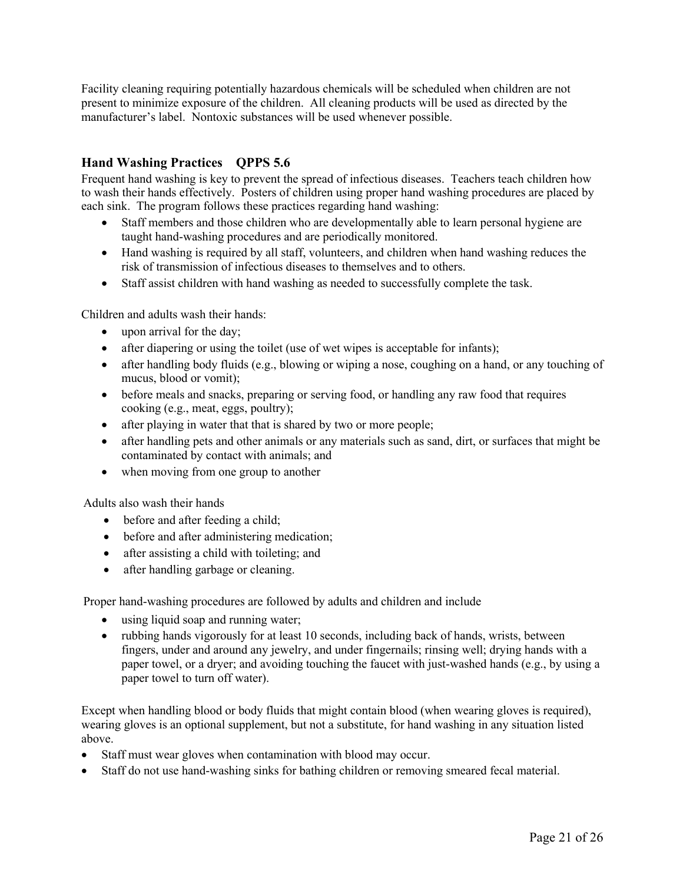Facility cleaning requiring potentially hazardous chemicals will be scheduled when children are not present to minimize exposure of the children. All cleaning products will be used as directed by the manufacturer's label. Nontoxic substances will be used whenever possible.

### Hand Washing Practices QPPS 5.6

Frequent hand washing is key to prevent the spread of infectious diseases. Teachers teach children how to wash their hands effectively. Posters of children using proper hand washing procedures are placed by each sink. The program follows these practices regarding hand washing:

- Staff members and those children who are developmentally able to learn personal hygiene are taught hand-washing procedures and are periodically monitored.
- Hand washing is required by all staff, volunteers, and children when hand washing reduces the risk of transmission of infectious diseases to themselves and to others.
- Staff assist children with hand washing as needed to successfully complete the task.

Children and adults wash their hands:

- upon arrival for the day;
- after diapering or using the toilet (use of wet wipes is acceptable for infants);
- after handling body fluids (e.g., blowing or wiping a nose, coughing on a hand, or any touching of mucus, blood or vomit);
- before meals and snacks, preparing or serving food, or handling any raw food that requires cooking (e.g., meat, eggs, poultry);
- after playing in water that that is shared by two or more people;
- after handling pets and other animals or any materials such as sand, dirt, or surfaces that might be contaminated by contact with animals; and
- when moving from one group to another

Adults also wash their hands

- before and after feeding a child;
- before and after administering medication;
- after assisting a child with toileting; and
- after handling garbage or cleaning.

Proper hand-washing procedures are followed by adults and children and include

- using liquid soap and running water;
- rubbing hands vigorously for at least 10 seconds, including back of hands, wrists, between fingers, under and around any jewelry, and under fingernails; rinsing well; drying hands with a paper towel, or a dryer; and avoiding touching the faucet with just-washed hands (e.g., by using a paper towel to turn off water).

Except when handling blood or body fluids that might contain blood (when wearing gloves is required), wearing gloves is an optional supplement, but not a substitute, for hand washing in any situation listed above.

- Staff must wear gloves when contamination with blood may occur.
- Staff do not use hand-washing sinks for bathing children or removing smeared fecal material.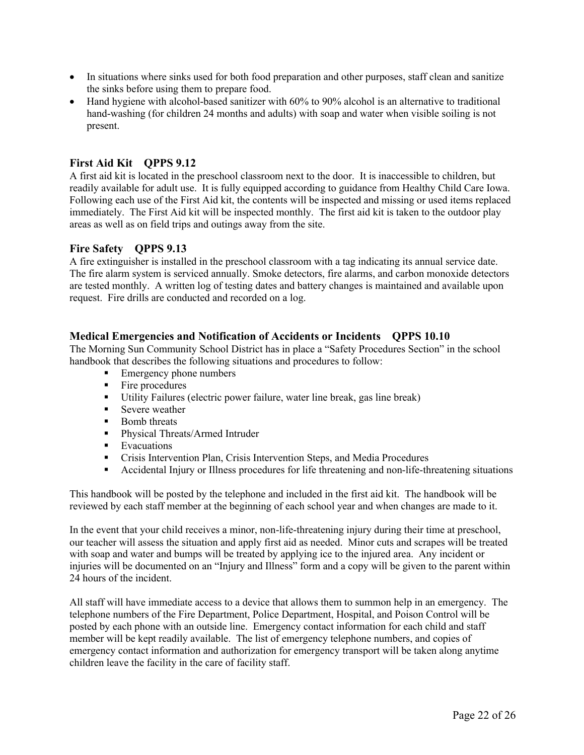- In situations where sinks used for both food preparation and other purposes, staff clean and sanitize the sinks before using them to prepare food.
- Hand hygiene with alcohol-based sanitizer with 60% to 90% alcohol is an alternative to traditional hand-washing (for children 24 months and adults) with soap and water when visible soiling is not present.

## First Aid Kit QPPS 9.12

A first aid kit is located in the preschool classroom next to the door. It is inaccessible to children, but readily available for adult use. It is fully equipped according to guidance from Healthy Child Care Iowa. Following each use of the First Aid kit, the contents will be inspected and missing or used items replaced immediately. The First Aid kit will be inspected monthly. The first aid kit is taken to the outdoor play areas as well as on field trips and outings away from the site.

## Fire Safety QPPS 9.13

A fire extinguisher is installed in the preschool classroom with a tag indicating its annual service date. The fire alarm system is serviced annually. Smoke detectors, fire alarms, and carbon monoxide detectors are tested monthly. A written log of testing dates and battery changes is maintained and available upon request. Fire drills are conducted and recorded on a log.

## Medical Emergencies and Notification of Accidents or Incidents QPPS 10.10

The Morning Sun Community School District has in place a "Safety Procedures Section" in the school handbook that describes the following situations and procedures to follow:

- Emergency phone numbers
- Fire procedures
- Utility Failures (electric power failure, water line break, gas line break)
- Severe weather
- Bomb threats
- Physical Threats/Armed Intruder
- Evacuations
- Crisis Intervention Plan, Crisis Intervention Steps, and Media Procedures
- Accidental Injury or Illness procedures for life threatening and non-life-threatening situations

This handbook will be posted by the telephone and included in the first aid kit. The handbook will be reviewed by each staff member at the beginning of each school year and when changes are made to it.

In the event that your child receives a minor, non-life-threatening injury during their time at preschool, our teacher will assess the situation and apply first aid as needed. Minor cuts and scrapes will be treated with soap and water and bumps will be treated by applying ice to the injured area. Any incident or injuries will be documented on an "Injury and Illness" form and a copy will be given to the parent within 24 hours of the incident.

All staff will have immediate access to a device that allows them to summon help in an emergency. The telephone numbers of the Fire Department, Police Department, Hospital, and Poison Control will be posted by each phone with an outside line. Emergency contact information for each child and staff member will be kept readily available. The list of emergency telephone numbers, and copies of emergency contact information and authorization for emergency transport will be taken along anytime children leave the facility in the care of facility staff.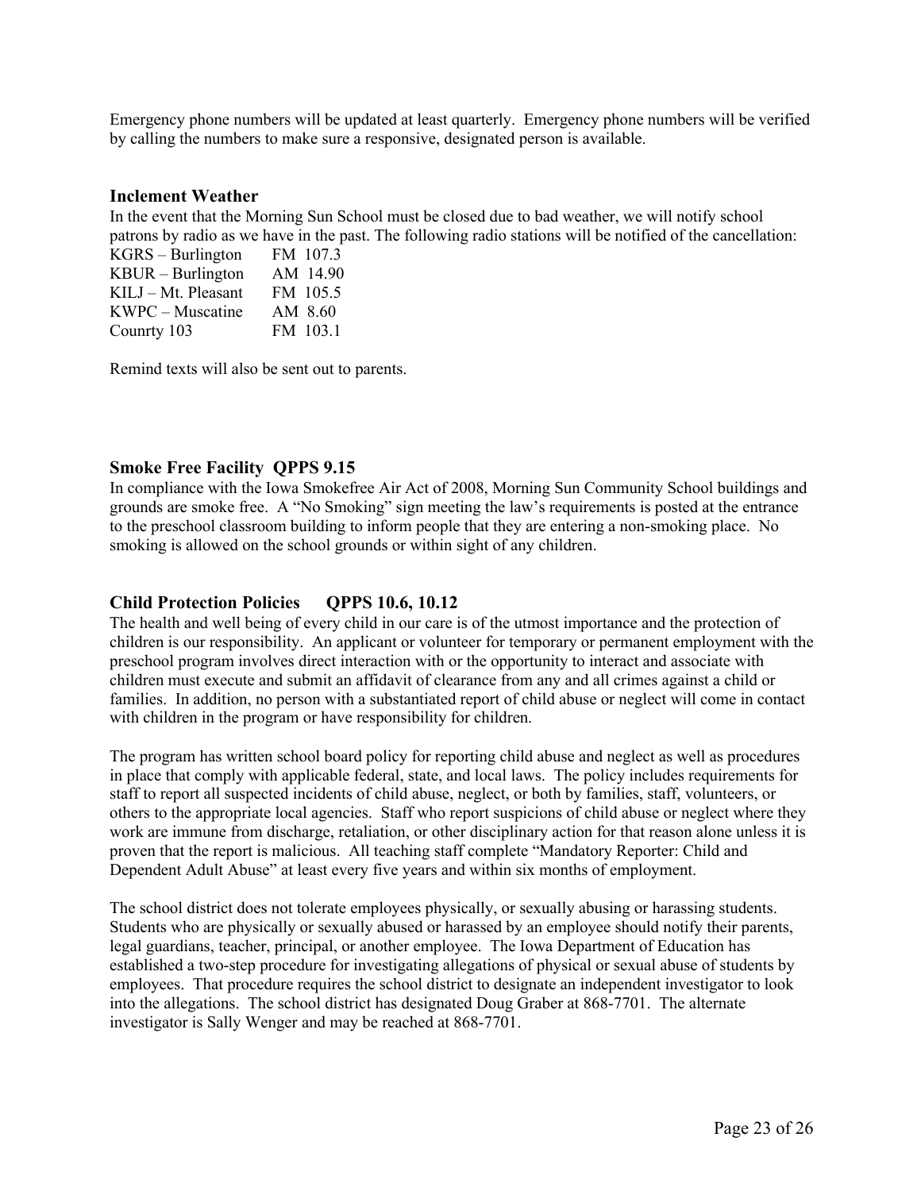Emergency phone numbers will be updated at least quarterly. Emergency phone numbers will be verified by calling the numbers to make sure a responsive, designated person is available.

### Inclement Weather

In the event that the Morning Sun School must be closed due to bad weather, we will notify school patrons by radio as we have in the past. The following radio stations will be notified of the cancellation:

| | |
|---|---|
| KGRS – Burlington | FM 107.3 |
| KBUR – Burlington | AM 14.90 |
| KILJ – Mt. Pleasant | FM 105.5 |
| KWPC – Muscatine | AM 8.60 |
| Counrty 103 | FM 103.1 |

Remind texts will also be sent out to parents.

### Smoke Free Facility QPPS 9.15

In compliance with the Iowa Smokefree Air Act of 2008, Morning Sun Community School buildings and grounds are smoke free. A "No Smoking" sign meeting the law's requirements is posted at the entrance to the preschool classroom building to inform people that they are entering a non-smoking place. No smoking is allowed on the school grounds or within sight of any children.

### Child Protection Policies QPPS 10.6, 10.12

The health and well being of every child in our care is of the utmost importance and the protection of children is our responsibility. An applicant or volunteer for temporary or permanent employment with the preschool program involves direct interaction with or the opportunity to interact and associate with children must execute and submit an affidavit of clearance from any and all crimes against a child or families. In addition, no person with a substantiated report of child abuse or neglect will come in contact with children in the program or have responsibility for children.

The program has written school board policy for reporting child abuse and neglect as well as procedures in place that comply with applicable federal, state, and local laws. The policy includes requirements for staff to report all suspected incidents of child abuse, neglect, or both by families, staff, volunteers, or others to the appropriate local agencies. Staff who report suspicions of child abuse or neglect where they work are immune from discharge, retaliation, or other disciplinary action for that reason alone unless it is proven that the report is malicious. All teaching staff complete "Mandatory Reporter: Child and Dependent Adult Abuse" at least every five years and within six months of employment.

The school district does not tolerate employees physically, or sexually abusing or harassing students. Students who are physically or sexually abused or harassed by an employee should notify their parents, legal guardians, teacher, principal, or another employee. The Iowa Department of Education has established a two-step procedure for investigating allegations of physical or sexual abuse of students by employees. That procedure requires the school district to designate an independent investigator to look into the allegations. The school district has designated Doug Graber at 868-7701. The alternate investigator is Sally Wenger and may be reached at 868-7701.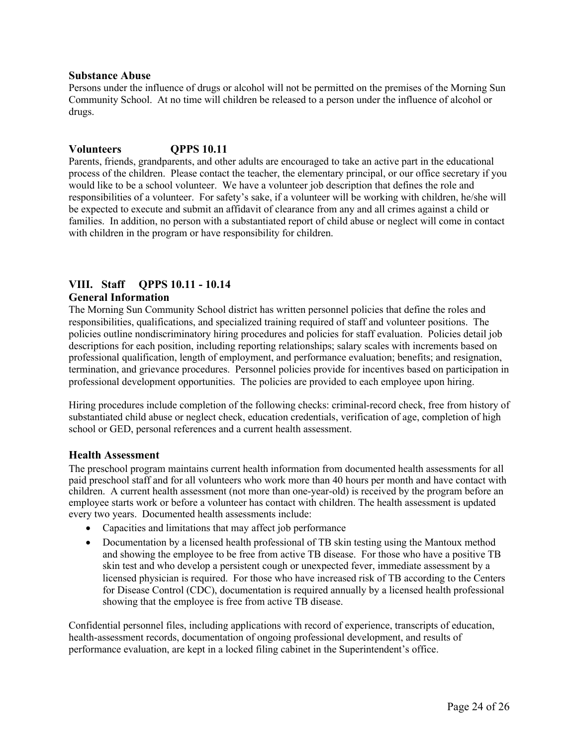### Substance Abuse

Persons under the influence of drugs or alcohol will not be permitted on the premises of the Morning Sun Community School. At no time will children be released to a person under the influence of alcohol or drugs.

### Volunteers QPPS 10.11

Parents, friends, grandparents, and other adults are encouraged to take an active part in the educational process of the children. Please contact the teacher, the elementary principal, or our office secretary if you would like to be a school volunteer. We have a volunteer job description that defines the role and responsibilities of a volunteer. For safety's sake, if a volunteer will be working with children, he/she will be expected to execute and submit an affidavit of clearance from any and all crimes against a child or families. In addition, no person with a substantiated report of child abuse or neglect will come in contact with children in the program or have responsibility for children.

## VIII. Staff QPPS 10.11 - 10.14

### General Information

The Morning Sun Community School district has written personnel policies that define the roles and responsibilities, qualifications, and specialized training required of staff and volunteer positions. The policies outline nondiscriminatory hiring procedures and policies for staff evaluation. Policies detail job descriptions for each position, including reporting relationships; salary scales with increments based on professional qualification, length of employment, and performance evaluation; benefits; and resignation, termination, and grievance procedures. Personnel policies provide for incentives based on participation in professional development opportunities. The policies are provided to each employee upon hiring.

Hiring procedures include completion of the following checks: criminal-record check, free from history of substantiated child abuse or neglect check, education credentials, verification of age, completion of high school or GED, personal references and a current health assessment.

### Health Assessment

The preschool program maintains current health information from documented health assessments for all paid preschool staff and for all volunteers who work more than 40 hours per month and have contact with children. A current health assessment (not more than one-year-old) is received by the program before an employee starts work or before a volunteer has contact with children. The health assessment is updated every two years. Documented health assessments include:

- Capacities and limitations that may affect job performance
- Documentation by a licensed health professional of TB skin testing using the Mantoux method and showing the employee to be free from active TB disease. For those who have a positive TB skin test and who develop a persistent cough or unexpected fever, immediate assessment by a licensed physician is required. For those who have increased risk of TB according to the Centers for Disease Control (CDC), documentation is required annually by a licensed health professional showing that the employee is free from active TB disease.

Confidential personnel files, including applications with record of experience, transcripts of education, health-assessment records, documentation of ongoing professional development, and results of performance evaluation, are kept in a locked filing cabinet in the Superintendent's office.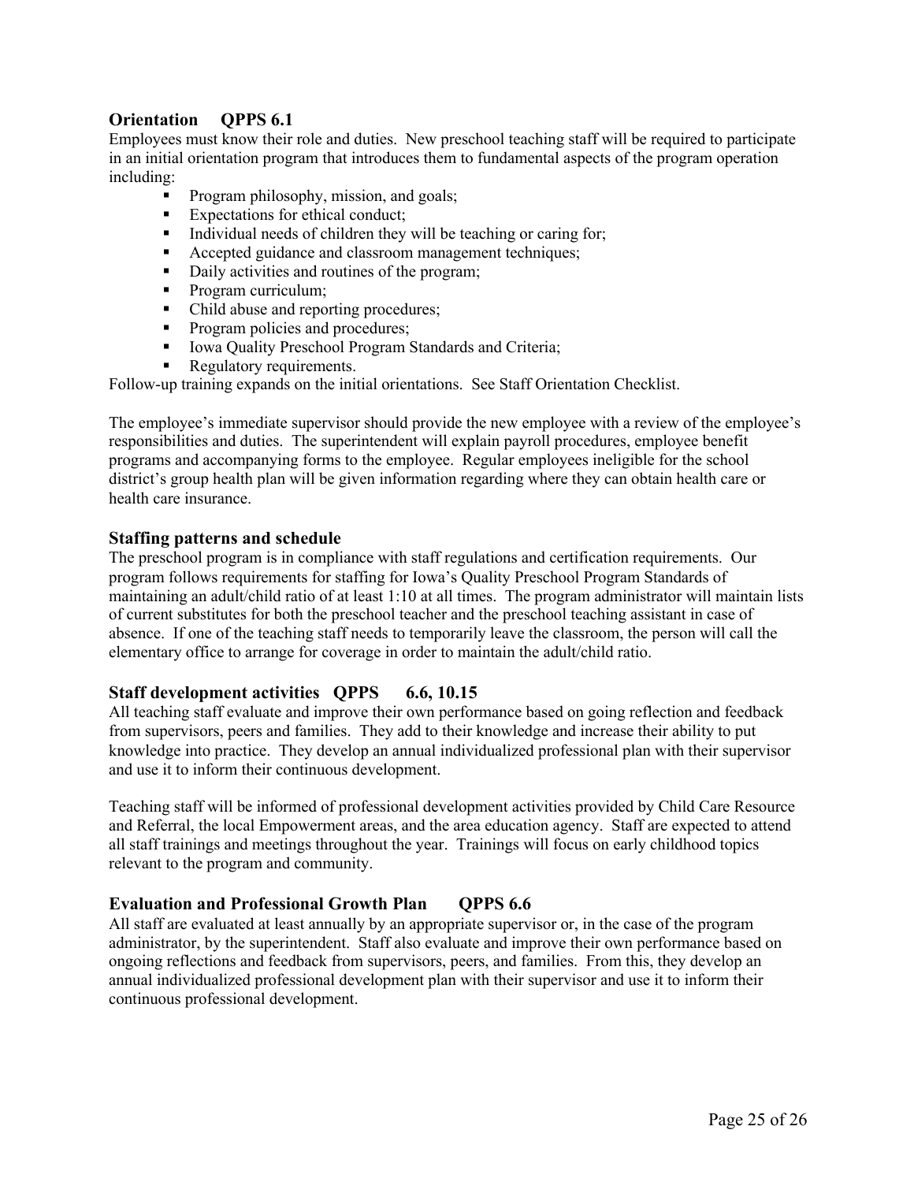## Orientation QPPS 6.1

Employees must know their role and duties. New preschool teaching staff will be required to participate in an initial orientation program that introduces them to fundamental aspects of the program operation including:

- Program philosophy, mission, and goals;
- Expectations for ethical conduct;
- Individual needs of children they will be teaching or caring for;
- Accepted guidance and classroom management techniques;
- Daily activities and routines of the program;
- Program curriculum;
- Child abuse and reporting procedures;
- Program policies and procedures;
- Iowa Quality Preschool Program Standards and Criteria;
- Regulatory requirements.

Follow-up training expands on the initial orientations. See Staff Orientation Checklist.

The employee's immediate supervisor should provide the new employee with a review of the employee's responsibilities and duties. The superintendent will explain payroll procedures, employee benefit programs and accompanying forms to the employee. Regular employees ineligible for the school district's group health plan will be given information regarding where they can obtain health care or health care insurance.

## Staffing patterns and schedule

The preschool program is in compliance with staff regulations and certification requirements. Our program follows requirements for staffing for Iowa's Quality Preschool Program Standards of maintaining an adult/child ratio of at least 1:10 at all times. The program administrator will maintain lists of current substitutes for both the preschool teacher and the preschool teaching assistant in case of absence. If one of the teaching staff needs to temporarily leave the classroom, the person will call the elementary office to arrange for coverage in order to maintain the adult/child ratio.

## Staff development activities QPPS 6.6, 10.15

All teaching staff evaluate and improve their own performance based on going reflection and feedback from supervisors, peers and families. They add to their knowledge and increase their ability to put knowledge into practice. They develop an annual individualized professional plan with their supervisor and use it to inform their continuous development.

Teaching staff will be informed of professional development activities provided by Child Care Resource and Referral, the local Empowerment areas, and the area education agency. Staff are expected to attend all staff trainings and meetings throughout the year. Trainings will focus on early childhood topics relevant to the program and community.

## Evaluation and Professional Growth Plan QPPS 6.6

All staff are evaluated at least annually by an appropriate supervisor or, in the case of the program administrator, by the superintendent. Staff also evaluate and improve their own performance based on ongoing reflections and feedback from supervisors, peers, and families. From this, they develop an annual individualized professional development plan with their supervisor and use it to inform their continuous professional development.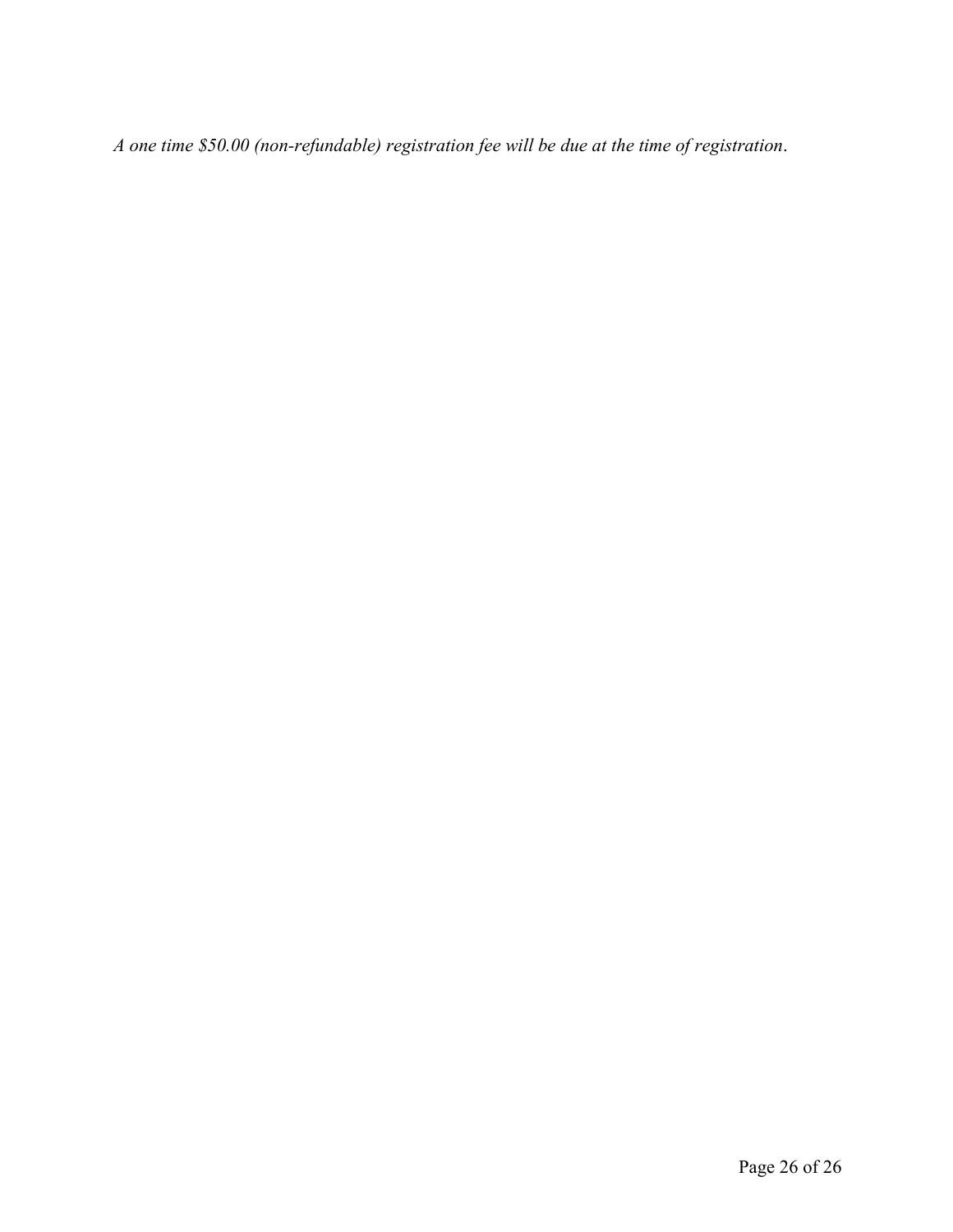*A one time $50.00 (non-refundable) registration fee will be due at the time of registration.*